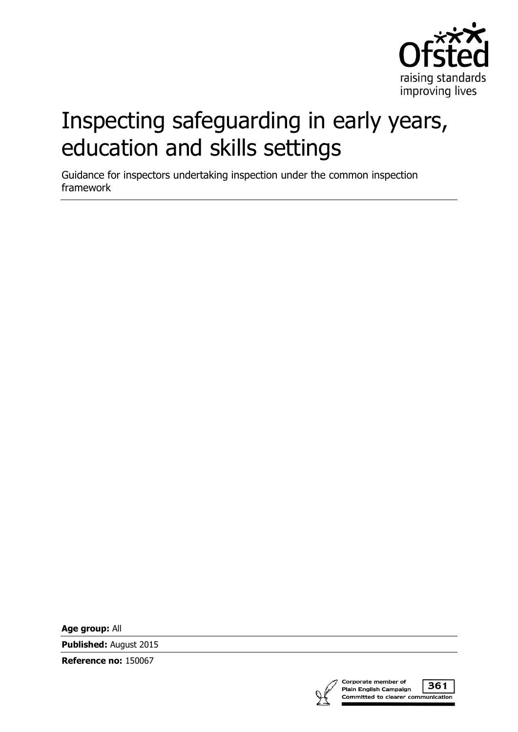Ofsted

raising standards improving lives

# Inspecting safeguarding in early years, education and skills settings

Guidance for inspectors undertaking inspection under the common inspection framework

**Age group:** All

**Published:** August 2015

**Reference no:** 150067

Corporate member of Plain English Campaign 361 Committed to clearer communication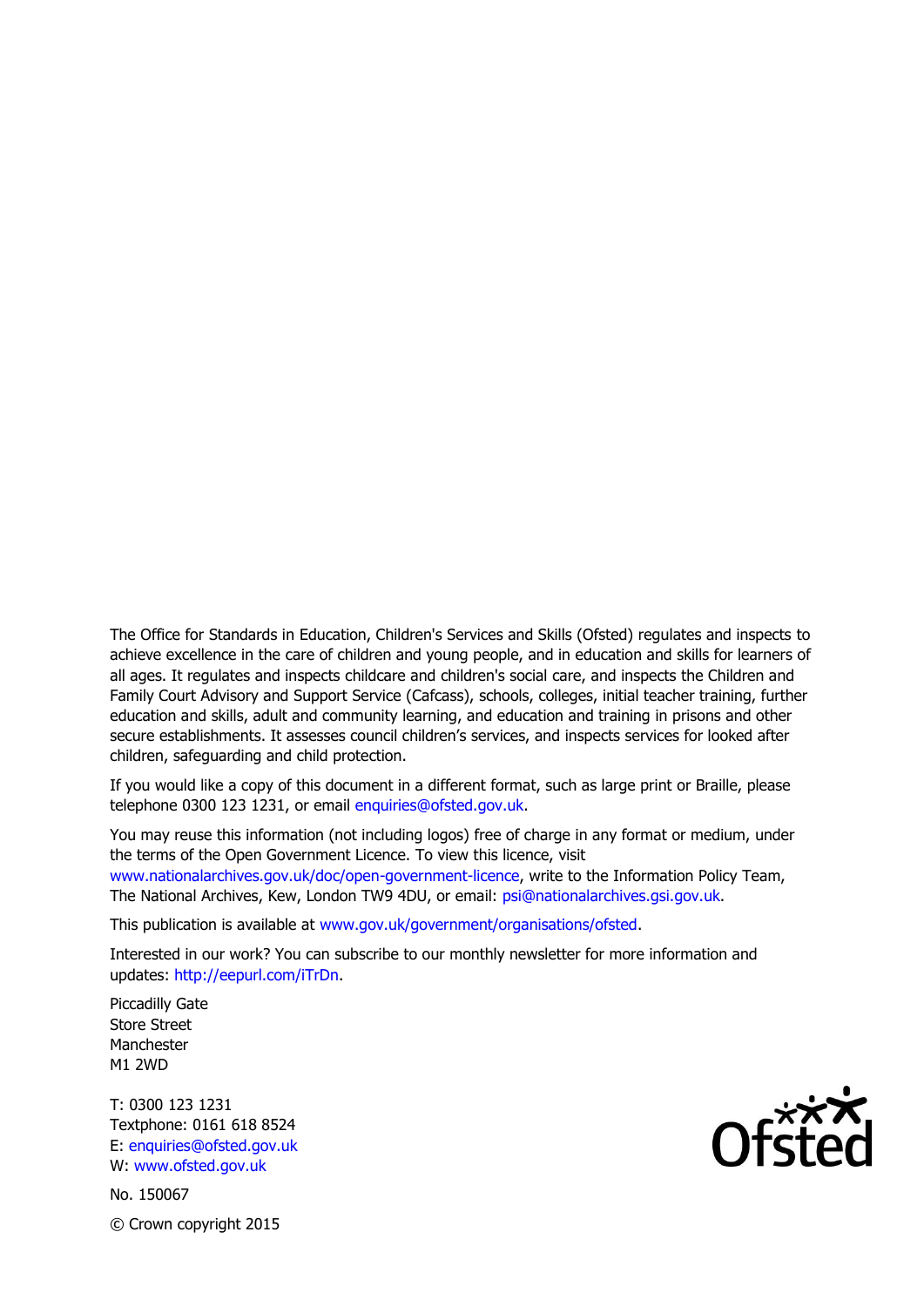The Office for Standards in Education, Children's Services and Skills (Ofsted) regulates and inspects to achieve excellence in the care of children and young people, and in education and skills for learners of all ages. It regulates and inspects childcare and children's social care, and inspects the Children and Family Court Advisory and Support Service (Cafcass), schools, colleges, initial teacher training, further education and skills, adult and community learning, and education and training in prisons and other secure establishments. It assesses council children's services, and inspects services for looked after children, safeguarding and child protection.

If you would like a copy of this document in a different format, such as large print or Braille, please telephone 0300 123 1231, or email enquiries@ofsted.gov.uk.

You may reuse this information (not including logos) free of charge in any format or medium, under the terms of the Open Government Licence. To view this licence, visit www.nationalarchives.gov.uk/doc/open-government-licence, write to the Information Policy Team, The National Archives, Kew, London TW9 4DU, or email: psi@nationalarchives.gsi.gov.uk.

This publication is available at www.gov.uk/government/organisations/ofsted.

Interested in our work? You can subscribe to our monthly newsletter for more information and updates: http://eepurl.com/iTrDn.

Piccadilly Gate
Store Street
Manchester
M1 2WD

T: 0300 123 1231
Textphone: 0161 618 8524
E: enquiries@ofsted.gov.uk
W: www.ofsted.gov.uk

No. 150067

© Crown copyright 2015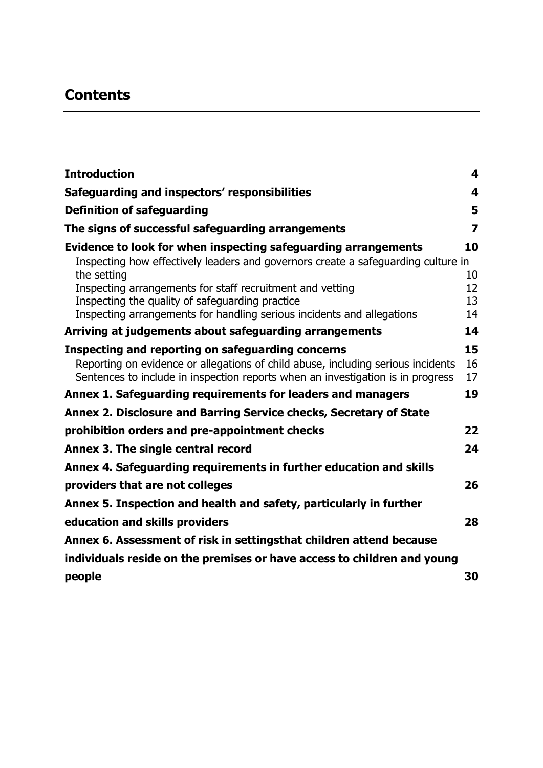## Contents

**Introduction** **4**

**Safeguarding and inspectors' responsibilities** **4**

**Definition of safeguarding** **5**

**The signs of successful safeguarding arrangements** **7**

**Evidence to look for when inspecting safeguarding arrangements** **10**

Inspecting how effectively leaders and governors create a safeguarding culture in the setting 10

Inspecting arrangements for staff recruitment and vetting 12

Inspecting the quality of safeguarding practice 13

Inspecting arrangements for handling serious incidents and allegations 14

**Arriving at judgements about safeguarding arrangements** **14**

**Inspecting and reporting on safeguarding concerns** **15**

Reporting on evidence or allegations of child abuse, including serious incidents 16

Sentences to include in inspection reports when an investigation is in progress 17

**Annex 1. Safeguarding requirements for leaders and managers** **19**

**Annex 2. Disclosure and Barring Service checks, Secretary of State prohibition orders and pre-appointment checks** **22**

**Annex 3. The single central record** **24**

**Annex 4. Safeguarding requirements in further education and skills providers that are not colleges** **26**

**Annex 5. Inspection and health and safety, particularly in further education and skills providers** **28**

**Annex 6. Assessment of risk in settingsthat children attend because individuals reside on the premises or have access to children and young people** **30**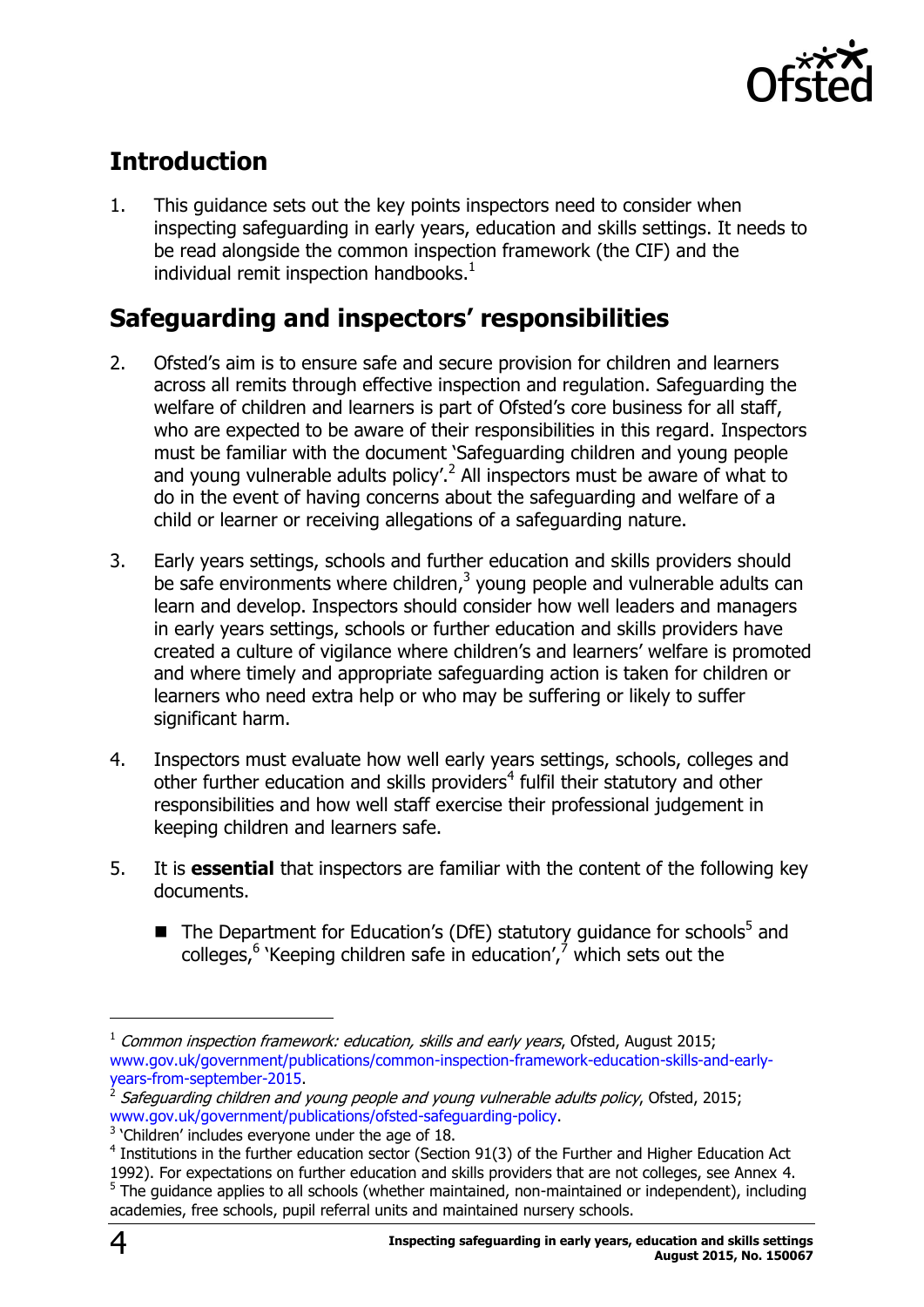## Introduction

1. This guidance sets out the key points inspectors need to consider when inspecting safeguarding in early years, education and skills settings. It needs to be read alongside the common inspection framework (the CIF) and the individual remit inspection handbooks.[1]

## Safeguarding and inspectors' responsibilities

2. Ofsted's aim is to ensure safe and secure provision for children and learners across all remits through effective inspection and regulation. Safeguarding the welfare of children and learners is part of Ofsted's core business for all staff, who are expected to be aware of their responsibilities in this regard. Inspectors must be familiar with the document 'Safeguarding children and young people and young vulnerable adults policy'.[2] All inspectors must be aware of what to do in the event of having concerns about the safeguarding and welfare of a child or learner or receiving allegations of a safeguarding nature.

3. Early years settings, schools and further education and skills providers should be safe environments where children,[3] young people and vulnerable adults can learn and develop. Inspectors should consider how well leaders and managers in early years settings, schools or further education and skills providers have created a culture of vigilance where children's and learners' welfare is promoted and where timely and appropriate safeguarding action is taken for children or learners who need extra help or who may be suffering or likely to suffer significant harm.

4. Inspectors must evaluate how well early years settings, schools, colleges and other further education and skills providers[4] fulfil their statutory and other responsibilities and how well staff exercise their professional judgement in keeping children and learners safe.

5. It is **essential** that inspectors are familiar with the content of the following key documents.

   - The Department for Education's (DfE) statutory guidance for schools[5] and colleges,[6] 'Keeping children safe in education',[7] which sets out the

---

[1] *Common inspection framework: education, skills and early years*, Ofsted, August 2015; www.gov.uk/government/publications/common-inspection-framework-education-skills-and-early-years-from-september-2015.

[2] *Safeguarding children and young people and young vulnerable adults policy*, Ofsted, 2015; www.gov.uk/government/publications/ofsted-safeguarding-policy.

[3] 'Children' includes everyone under the age of 18.

[4] Institutions in the further education sector (Section 91(3) of the Further and Higher Education Act 1992). For expectations on further education and skills providers that are not colleges, see Annex 4.

[5] The guidance applies to all schools (whether maintained, non-maintained or independent), including academies, free schools, pupil referral units and maintained nursery schools.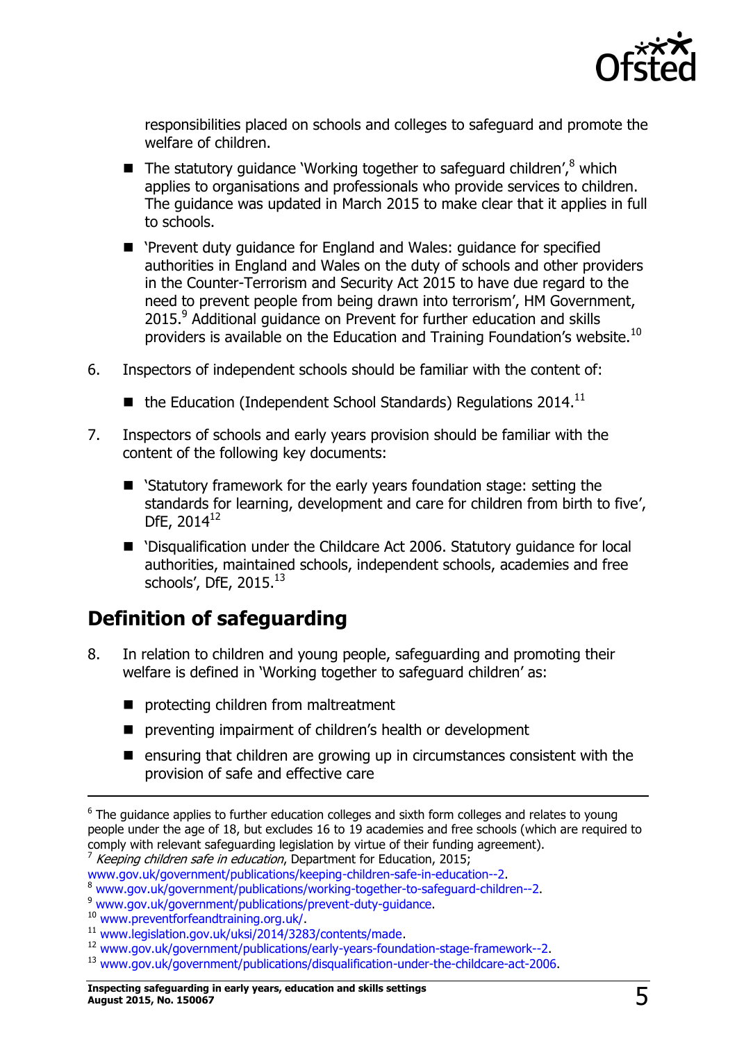responsibilities placed on schools and colleges to safeguard and promote the welfare of children.

- The statutory guidance 'Working together to safeguard children',[8] which applies to organisations and professionals who provide services to children. The guidance was updated in March 2015 to make clear that it applies in full to schools.
- 'Prevent duty guidance for England and Wales: guidance for specified authorities in England and Wales on the duty of schools and other providers in the Counter-Terrorism and Security Act 2015 to have due regard to the need to prevent people from being drawn into terrorism', HM Government, 2015.[9] Additional guidance on Prevent for further education and skills providers is available on the Education and Training Foundation's website.[10]

6. Inspectors of independent schools should be familiar with the content of:
   - the Education (Independent School Standards) Regulations 2014.[11]

7. Inspectors of schools and early years provision should be familiar with the content of the following key documents:
   - 'Statutory framework for the early years foundation stage: setting the standards for learning, development and care for children from birth to five', DfE, 2014[12]
   - 'Disqualification under the Childcare Act 2006. Statutory guidance for local authorities, maintained schools, independent schools, academies and free schools', DfE, 2015.[13]

## Definition of safeguarding

8. In relation to children and young people, safeguarding and promoting their welfare is defined in 'Working together to safeguard children' as:
   - protecting children from maltreatment
   - preventing impairment of children's health or development
   - ensuring that children are growing up in circumstances consistent with the provision of safe and effective care

---

[6] The guidance applies to further education colleges and sixth form colleges and relates to young people under the age of 18, but excludes 16 to 19 academies and free schools (which are required to comply with relevant safeguarding legislation by virtue of their funding agreement).

[7] *Keeping children safe in education*, Department for Education, 2015; www.gov.uk/government/publications/keeping-children-safe-in-education--2.

[8] www.gov.uk/government/publications/working-together-to-safeguard-children--2.

[9] www.gov.uk/government/publications/prevent-duty-guidance.

[10] www.preventforfeandtraining.org.uk/.

[11] www.legislation.gov.uk/uksi/2014/3283/contents/made.

[12] www.gov.uk/government/publications/early-years-foundation-stage-framework--2.

[13] www.gov.uk/government/publications/disqualification-under-the-childcare-act-2006.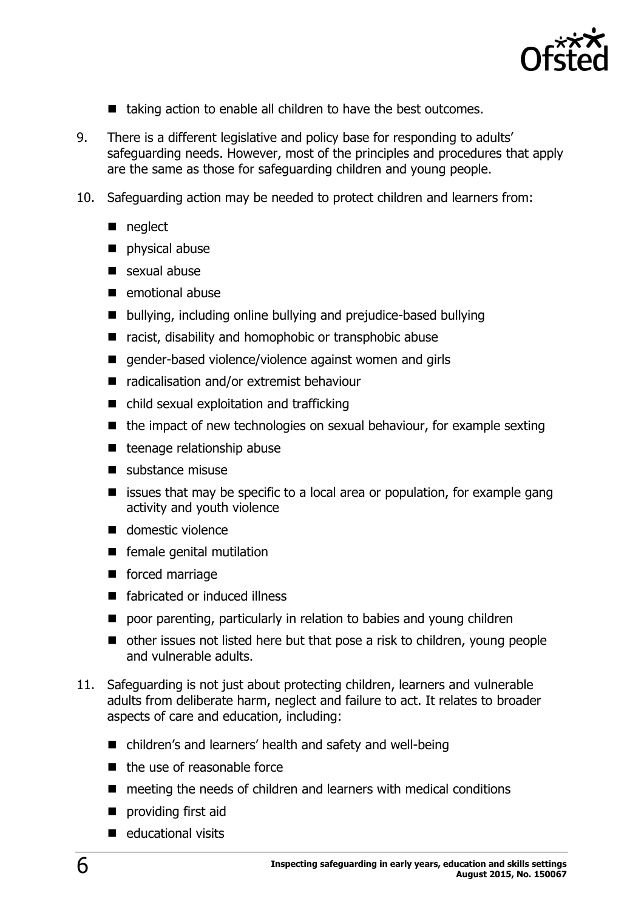- taking action to enable all children to have the best outcomes.

9. There is a different legislative and policy base for responding to adults' safeguarding needs. However, most of the principles and procedures that apply are the same as those for safeguarding children and young people.

10. Safeguarding action may be needed to protect children and learners from:

    - neglect
    - physical abuse
    - sexual abuse
    - emotional abuse
    - bullying, including online bullying and prejudice-based bullying
    - racist, disability and homophobic or transphobic abuse
    - gender-based violence/violence against women and girls
    - radicalisation and/or extremist behaviour
    - child sexual exploitation and trafficking
    - the impact of new technologies on sexual behaviour, for example sexting
    - teenage relationship abuse
    - substance misuse
    - issues that may be specific to a local area or population, for example gang activity and youth violence
    - domestic violence
    - female genital mutilation
    - forced marriage
    - fabricated or induced illness
    - poor parenting, particularly in relation to babies and young children
    - other issues not listed here but that pose a risk to children, young people and vulnerable adults.

11. Safeguarding is not just about protecting children, learners and vulnerable adults from deliberate harm, neglect and failure to act. It relates to broader aspects of care and education, including:

    - children's and learners' health and safety and well-being
    - the use of reasonable force
    - meeting the needs of children and learners with medical conditions
    - providing first aid
    - educational visits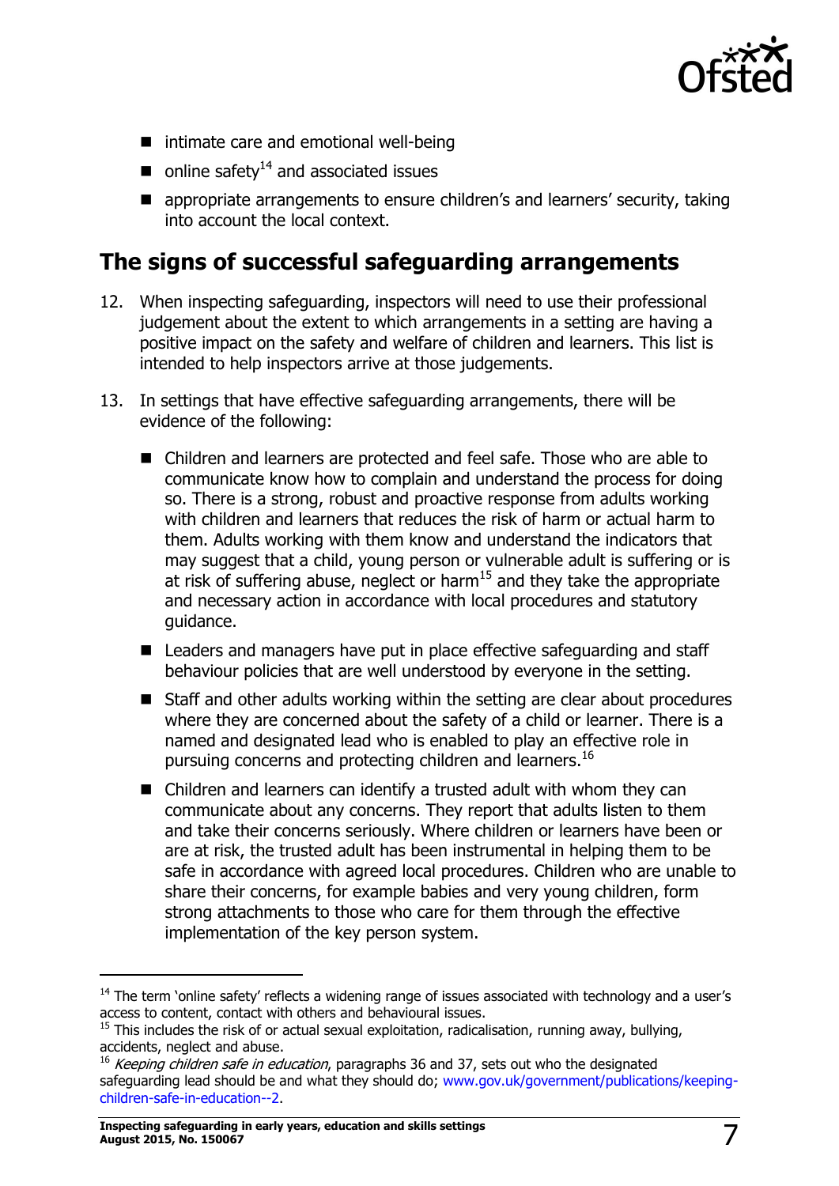- intimate care and emotional well-being
- online safety[14] and associated issues
- appropriate arrangements to ensure children's and learners' security, taking into account the local context.

## The signs of successful safeguarding arrangements

12. When inspecting safeguarding, inspectors will need to use their professional judgement about the extent to which arrangements in a setting are having a positive impact on the safety and welfare of children and learners. This list is intended to help inspectors arrive at those judgements.

13. In settings that have effective safeguarding arrangements, there will be evidence of the following:

    - Children and learners are protected and feel safe. Those who are able to communicate know how to complain and understand the process for doing so. There is a strong, robust and proactive response from adults working with children and learners that reduces the risk of harm or actual harm to them. Adults working with them know and understand the indicators that may suggest that a child, young person or vulnerable adult is suffering or is at risk of suffering abuse, neglect or harm[15] and they take the appropriate and necessary action in accordance with local procedures and statutory guidance.
    - Leaders and managers have put in place effective safeguarding and staff behaviour policies that are well understood by everyone in the setting.
    - Staff and other adults working within the setting are clear about procedures where they are concerned about the safety of a child or learner. There is a named and designated lead who is enabled to play an effective role in pursuing concerns and protecting children and learners.[16]
    - Children and learners can identify a trusted adult with whom they can communicate about any concerns. They report that adults listen to them and take their concerns seriously. Where children or learners have been or are at risk, the trusted adult has been instrumental in helping them to be safe in accordance with agreed local procedures. Children who are unable to share their concerns, for example babies and very young children, form strong attachments to those who care for them through the effective implementation of the key person system.

---

[14] The term 'online safety' reflects a widening range of issues associated with technology and a user's access to content, contact with others and behavioural issues.

[15] This includes the risk of or actual sexual exploitation, radicalisation, running away, bullying, accidents, neglect and abuse.

[16] *Keeping children safe in education*, paragraphs 36 and 37, sets out who the designated safeguarding lead should be and what they should do; www.gov.uk/government/publications/keeping-children-safe-in-education--2.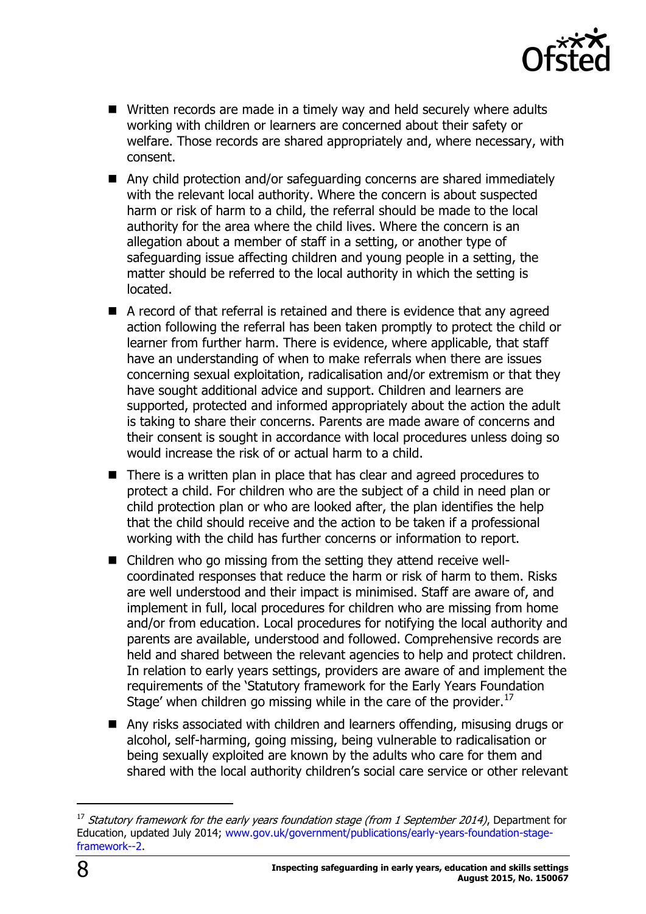- Written records are made in a timely way and held securely where adults working with children or learners are concerned about their safety or welfare. Those records are shared appropriately and, where necessary, with consent.
- Any child protection and/or safeguarding concerns are shared immediately with the relevant local authority. Where the concern is about suspected harm or risk of harm to a child, the referral should be made to the local authority for the area where the child lives. Where the concern is an allegation about a member of staff in a setting, or another type of safeguarding issue affecting children and young people in a setting, the matter should be referred to the local authority in which the setting is located.
- A record of that referral is retained and there is evidence that any agreed action following the referral has been taken promptly to protect the child or learner from further harm. There is evidence, where applicable, that staff have an understanding of when to make referrals when there are issues concerning sexual exploitation, radicalisation and/or extremism or that they have sought additional advice and support. Children and learners are supported, protected and informed appropriately about the action the adult is taking to share their concerns. Parents are made aware of concerns and their consent is sought in accordance with local procedures unless doing so would increase the risk of or actual harm to a child.
- There is a written plan in place that has clear and agreed procedures to protect a child. For children who are the subject of a child in need plan or child protection plan or who are looked after, the plan identifies the help that the child should receive and the action to be taken if a professional working with the child has further concerns or information to report.
- Children who go missing from the setting they attend receive well-coordinated responses that reduce the harm or risk of harm to them. Risks are well understood and their impact is minimised. Staff are aware of, and implement in full, local procedures for children who are missing from home and/or from education. Local procedures for notifying the local authority and parents are available, understood and followed. Comprehensive records are held and shared between the relevant agencies to help and protect children. In relation to early years settings, providers are aware of and implement the requirements of the 'Statutory framework for the Early Years Foundation Stage' when children go missing while in the care of the provider.[17]
- Any risks associated with children and learners offending, misusing drugs or alcohol, self-harming, going missing, being vulnerable to radicalisation or being sexually exploited are known by the adults who care for them and shared with the local authority children's social care service or other relevant

---

[17] *Statutory framework for the early years foundation stage (from 1 September 2014)*, Department for Education, updated July 2014; www.gov.uk/government/publications/early-years-foundation-stage-framework--2.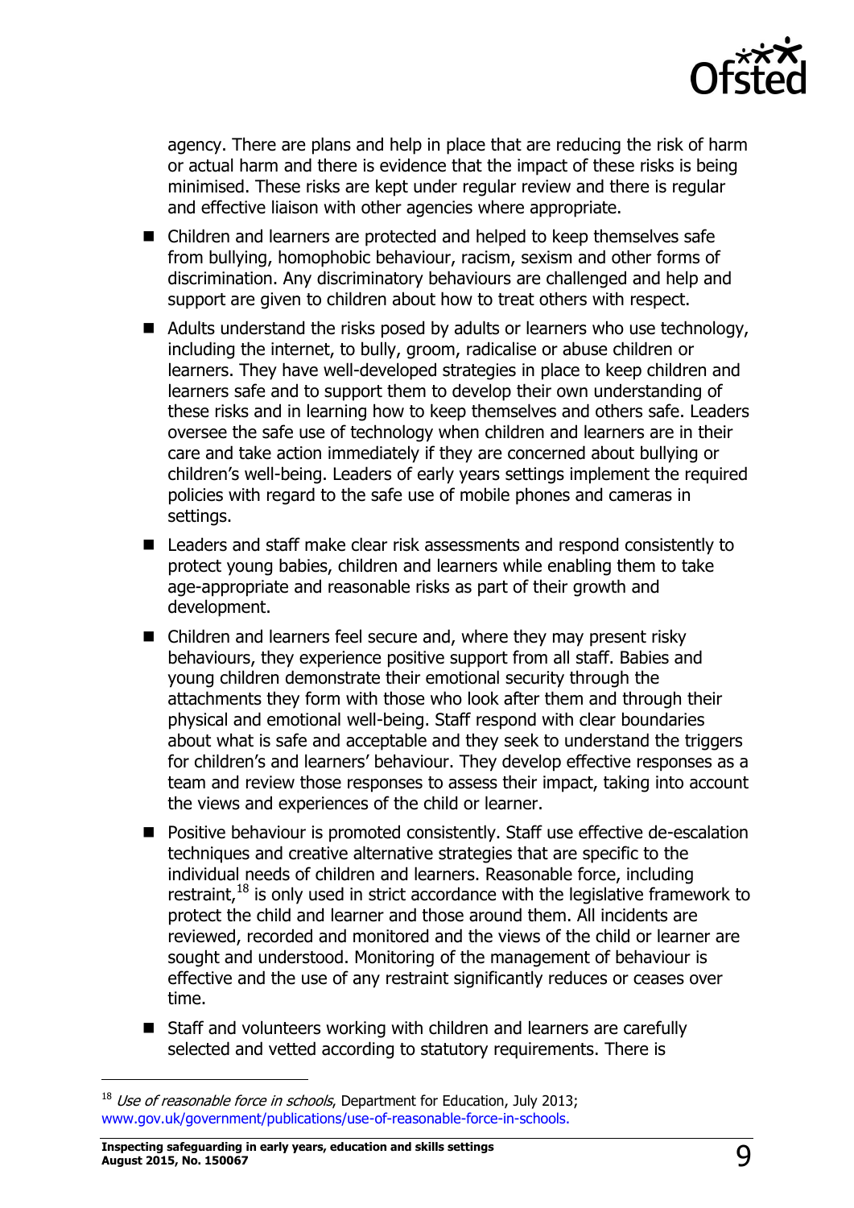agency. There are plans and help in place that are reducing the risk of harm or actual harm and there is evidence that the impact of these risks is being minimised. These risks are kept under regular review and there is regular and effective liaison with other agencies where appropriate.

- Children and learners are protected and helped to keep themselves safe from bullying, homophobic behaviour, racism, sexism and other forms of discrimination. Any discriminatory behaviours are challenged and help and support are given to children about how to treat others with respect.
- Adults understand the risks posed by adults or learners who use technology, including the internet, to bully, groom, radicalise or abuse children or learners. They have well-developed strategies in place to keep children and learners safe and to support them to develop their own understanding of these risks and in learning how to keep themselves and others safe. Leaders oversee the safe use of technology when children and learners are in their care and take action immediately if they are concerned about bullying or children's well-being. Leaders of early years settings implement the required policies with regard to the safe use of mobile phones and cameras in settings.
- Leaders and staff make clear risk assessments and respond consistently to protect young babies, children and learners while enabling them to take age-appropriate and reasonable risks as part of their growth and development.
- Children and learners feel secure and, where they may present risky behaviours, they experience positive support from all staff. Babies and young children demonstrate their emotional security through the attachments they form with those who look after them and through their physical and emotional well-being. Staff respond with clear boundaries about what is safe and acceptable and they seek to understand the triggers for children's and learners' behaviour. They develop effective responses as a team and review those responses to assess their impact, taking into account the views and experiences of the child or learner.
- Positive behaviour is promoted consistently. Staff use effective de-escalation techniques and creative alternative strategies that are specific to the individual needs of children and learners. Reasonable force, including restraint,[18] is only used in strict accordance with the legislative framework to protect the child and learner and those around them. All incidents are reviewed, recorded and monitored and the views of the child or learner are sought and understood. Monitoring of the management of behaviour is effective and the use of any restraint significantly reduces or ceases over time.
- Staff and volunteers working with children and learners are carefully selected and vetted according to statutory requirements. There is

[18] *Use of reasonable force in schools*, Department for Education, July 2013; www.gov.uk/government/publications/use-of-reasonable-force-in-schools.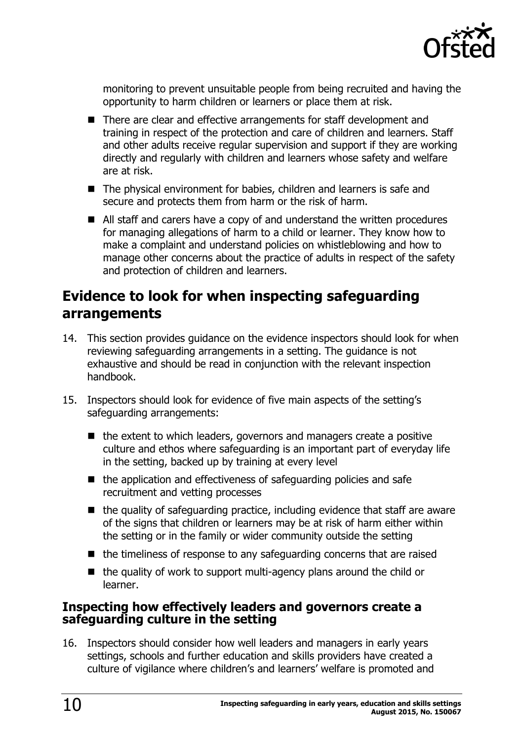monitoring to prevent unsuitable people from being recruited and having the opportunity to harm children or learners or place them at risk.

- There are clear and effective arrangements for staff development and training in respect of the protection and care of children and learners. Staff and other adults receive regular supervision and support if they are working directly and regularly with children and learners whose safety and welfare are at risk.
- The physical environment for babies, children and learners is safe and secure and protects them from harm or the risk of harm.
- All staff and carers have a copy of and understand the written procedures for managing allegations of harm to a child or learner. They know how to make a complaint and understand policies on whistleblowing and how to manage other concerns about the practice of adults in respect of the safety and protection of children and learners.

## Evidence to look for when inspecting safeguarding arrangements

14. This section provides guidance on the evidence inspectors should look for when reviewing safeguarding arrangements in a setting. The guidance is not exhaustive and should be read in conjunction with the relevant inspection handbook.

15. Inspectors should look for evidence of five main aspects of the setting's safeguarding arrangements:

    - the extent to which leaders, governors and managers create a positive culture and ethos where safeguarding is an important part of everyday life in the setting, backed up by training at every level
    - the application and effectiveness of safeguarding policies and safe recruitment and vetting processes
    - the quality of safeguarding practice, including evidence that staff are aware of the signs that children or learners may be at risk of harm either within the setting or in the family or wider community outside the setting
    - the timeliness of response to any safeguarding concerns that are raised
    - the quality of work to support multi-agency plans around the child or learner.

### Inspecting how effectively leaders and governors create a safeguarding culture in the setting

16. Inspectors should consider how well leaders and managers in early years settings, schools and further education and skills providers have created a culture of vigilance where children's and learners' welfare is promoted and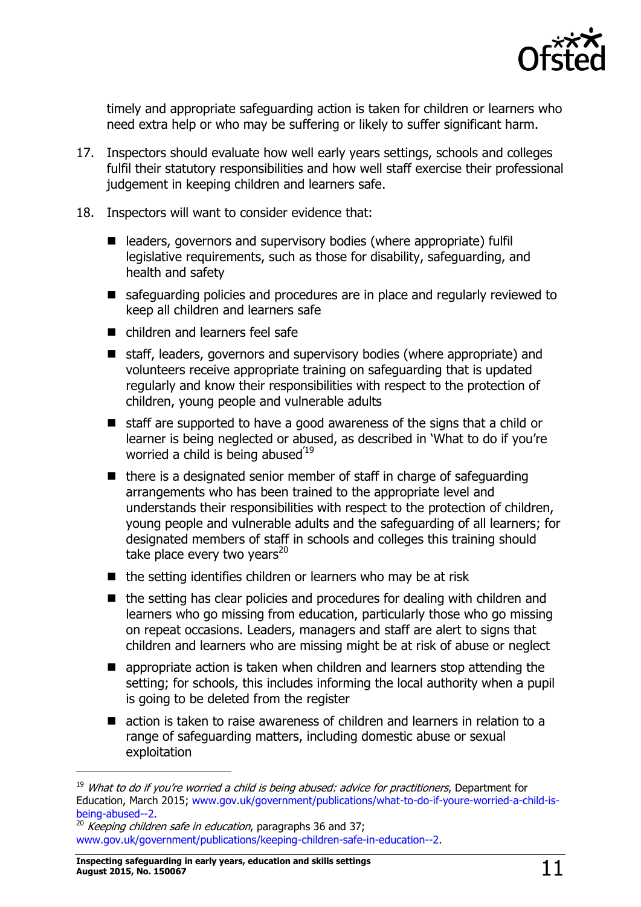timely and appropriate safeguarding action is taken for children or learners who need extra help or who may be suffering or likely to suffer significant harm.

17. Inspectors should evaluate how well early years settings, schools and colleges fulfil their statutory responsibilities and how well staff exercise their professional judgement in keeping children and learners safe.

18. Inspectors will want to consider evidence that:

- leaders, governors and supervisory bodies (where appropriate) fulfil legislative requirements, such as those for disability, safeguarding, and health and safety
- safeguarding policies and procedures are in place and regularly reviewed to keep all children and learners safe
- children and learners feel safe
- staff, leaders, governors and supervisory bodies (where appropriate) and volunteers receive appropriate training on safeguarding that is updated regularly and know their responsibilities with respect to the protection of children, young people and vulnerable adults
- staff are supported to have a good awareness of the signs that a child or learner is being neglected or abused, as described in 'What to do if you're worried a child is being abused'[19]
- there is a designated senior member of staff in charge of safeguarding arrangements who has been trained to the appropriate level and understands their responsibilities with respect to the protection of children, young people and vulnerable adults and the safeguarding of all learners; for designated members of staff in schools and colleges this training should take place every two years[20]
- the setting identifies children or learners who may be at risk
- the setting has clear policies and procedures for dealing with children and learners who go missing from education, particularly those who go missing on repeat occasions. Leaders, managers and staff are alert to signs that children and learners who are missing might be at risk of abuse or neglect
- appropriate action is taken when children and learners stop attending the setting; for schools, this includes informing the local authority when a pupil is going to be deleted from the register
- action is taken to raise awareness of children and learners in relation to a range of safeguarding matters, including domestic abuse or sexual exploitation

---

[19] *What to do if you're worried a child is being abused: advice for practitioners*, Department for Education, March 2015; www.gov.uk/government/publications/what-to-do-if-youre-worried-a-child-is-being-abused--2.

[20] *Keeping children safe in education*, paragraphs 36 and 37; www.gov.uk/government/publications/keeping-children-safe-in-education--2.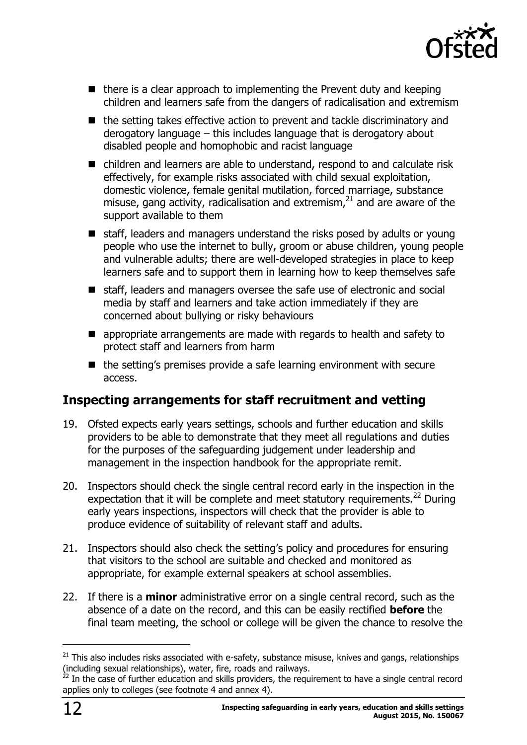- there is a clear approach to implementing the Prevent duty and keeping children and learners safe from the dangers of radicalisation and extremism
- the setting takes effective action to prevent and tackle discriminatory and derogatory language – this includes language that is derogatory about disabled people and homophobic and racist language
- children and learners are able to understand, respond to and calculate risk effectively, for example risks associated with child sexual exploitation, domestic violence, female genital mutilation, forced marriage, substance misuse, gang activity, radicalisation and extremism,[21] and are aware of the support available to them
- staff, leaders and managers understand the risks posed by adults or young people who use the internet to bully, groom or abuse children, young people and vulnerable adults; there are well-developed strategies in place to keep learners safe and to support them in learning how to keep themselves safe
- staff, leaders and managers oversee the safe use of electronic and social media by staff and learners and take action immediately if they are concerned about bullying or risky behaviours
- appropriate arrangements are made with regards to health and safety to protect staff and learners from harm
- the setting's premises provide a safe learning environment with secure access.

## Inspecting arrangements for staff recruitment and vetting

19. Ofsted expects early years settings, schools and further education and skills providers to be able to demonstrate that they meet all regulations and duties for the purposes of the safeguarding judgement under leadership and management in the inspection handbook for the appropriate remit.

20. Inspectors should check the single central record early in the inspection in the expectation that it will be complete and meet statutory requirements.[22] During early years inspections, inspectors will check that the provider is able to produce evidence of suitability of relevant staff and adults.

21. Inspectors should also check the setting's policy and procedures for ensuring that visitors to the school are suitable and checked and monitored as appropriate, for example external speakers at school assemblies.

22. If there is a **minor** administrative error on a single central record, such as the absence of a date on the record, and this can be easily rectified **before** the final team meeting, the school or college will be given the chance to resolve the

---

[21] This also includes risks associated with e-safety, substance misuse, knives and gangs, relationships (including sexual relationships), water, fire, roads and railways.

[22] In the case of further education and skills providers, the requirement to have a single central record applies only to colleges (see footnote 4 and annex 4).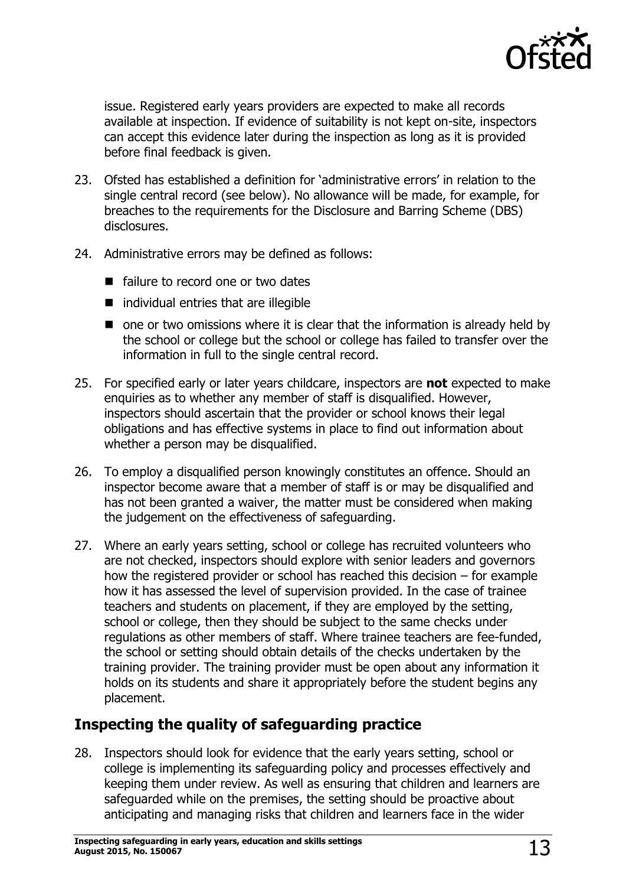issue. Registered early years providers are expected to make all records available at inspection. If evidence of suitability is not kept on-site, inspectors can accept this evidence later during the inspection as long as it is provided before final feedback is given.

23. Ofsted has established a definition for 'administrative errors' in relation to the single central record (see below). No allowance will be made, for example, for breaches to the requirements for the Disclosure and Barring Scheme (DBS) disclosures.

24. Administrative errors may be defined as follows:

    - failure to record one or two dates
    - individual entries that are illegible
    - one or two omissions where it is clear that the information is already held by the school or college but the school or college has failed to transfer over the information in full to the single central record.

25. For specified early or later years childcare, inspectors are **not** expected to make enquiries as to whether any member of staff is disqualified. However, inspectors should ascertain that the provider or school knows their legal obligations and has effective systems in place to find out information about whether a person may be disqualified.

26. To employ a disqualified person knowingly constitutes an offence. Should an inspector become aware that a member of staff is or may be disqualified and has not been granted a waiver, the matter must be considered when making the judgement on the effectiveness of safeguarding.

27. Where an early years setting, school or college has recruited volunteers who are not checked, inspectors should explore with senior leaders and governors how the registered provider or school has reached this decision – for example how it has assessed the level of supervision provided. In the case of trainee teachers and students on placement, if they are employed by the setting, school or college, then they should be subject to the same checks under regulations as other members of staff. Where trainee teachers are fee-funded, the school or setting should obtain details of the checks undertaken by the training provider. The training provider must be open about any information it holds on its students and share it appropriately before the student begins any placement.

## Inspecting the quality of safeguarding practice

28. Inspectors should look for evidence that the early years setting, school or college is implementing its safeguarding policy and processes effectively and keeping them under review. As well as ensuring that children and learners are safeguarded while on the premises, the setting should be proactive about anticipating and managing risks that children and learners face in the wider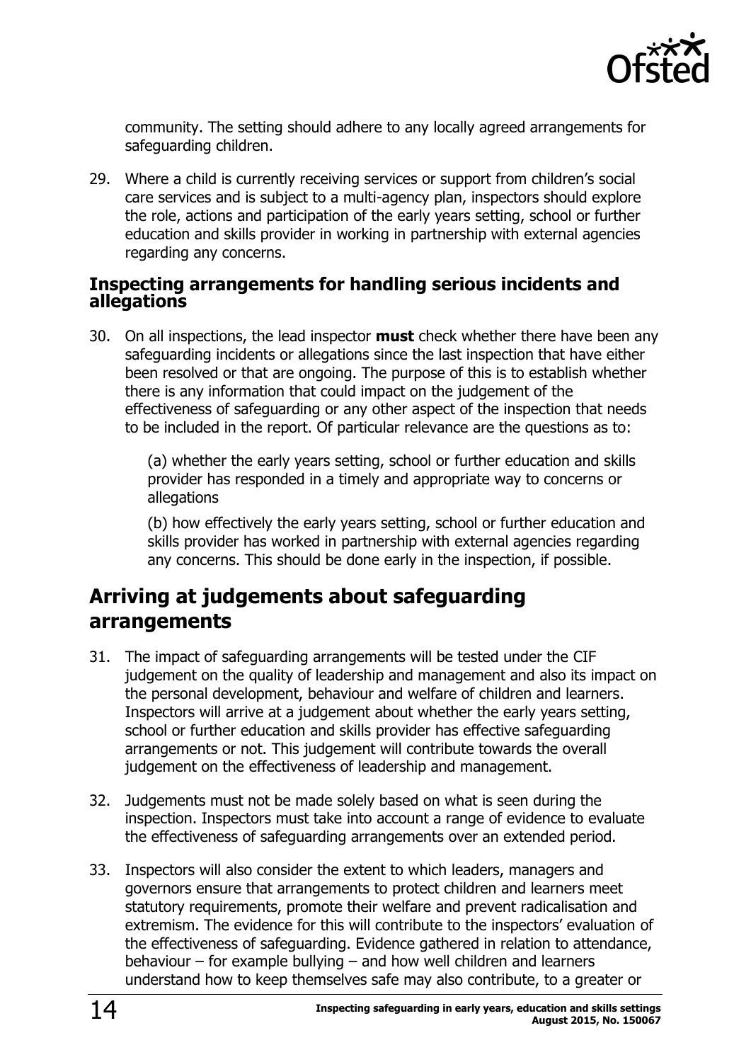community. The setting should adhere to any locally agreed arrangements for safeguarding children.

29. Where a child is currently receiving services or support from children's social care services and is subject to a multi-agency plan, inspectors should explore the role, actions and participation of the early years setting, school or further education and skills provider in working in partnership with external agencies regarding any concerns.

### Inspecting arrangements for handling serious incidents and allegations

30. On all inspections, the lead inspector **must** check whether there have been any safeguarding incidents or allegations since the last inspection that have either been resolved or that are ongoing. The purpose of this is to establish whether there is any information that could impact on the judgement of the effectiveness of safeguarding or any other aspect of the inspection that needs to be included in the report. Of particular relevance are the questions as to:

    (a) whether the early years setting, school or further education and skills provider has responded in a timely and appropriate way to concerns or allegations

    (b) how effectively the early years setting, school or further education and skills provider has worked in partnership with external agencies regarding any concerns. This should be done early in the inspection, if possible.

## Arriving at judgements about safeguarding arrangements

31. The impact of safeguarding arrangements will be tested under the CIF judgement on the quality of leadership and management and also its impact on the personal development, behaviour and welfare of children and learners. Inspectors will arrive at a judgement about whether the early years setting, school or further education and skills provider has effective safeguarding arrangements or not. This judgement will contribute towards the overall judgement on the effectiveness of leadership and management.

32. Judgements must not be made solely based on what is seen during the inspection. Inspectors must take into account a range of evidence to evaluate the effectiveness of safeguarding arrangements over an extended period.

33. Inspectors will also consider the extent to which leaders, managers and governors ensure that arrangements to protect children and learners meet statutory requirements, promote their welfare and prevent radicalisation and extremism. The evidence for this will contribute to the inspectors' evaluation of the effectiveness of safeguarding. Evidence gathered in relation to attendance, behaviour – for example bullying – and how well children and learners understand how to keep themselves safe may also contribute, to a greater or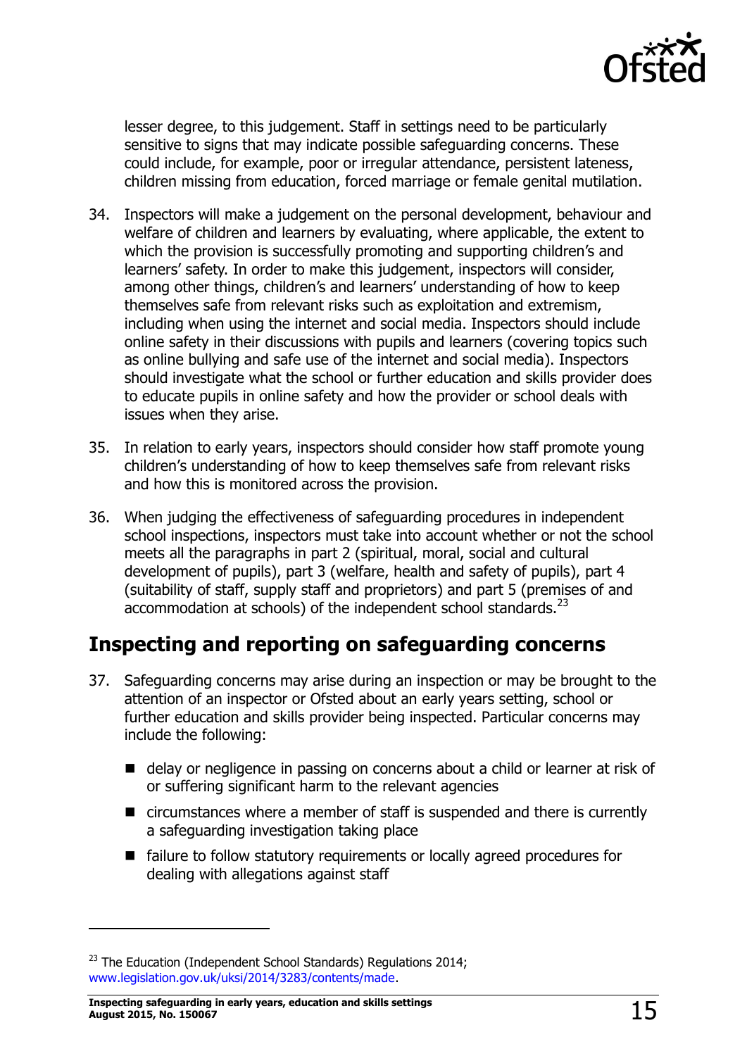lesser degree, to this judgement. Staff in settings need to be particularly sensitive to signs that may indicate possible safeguarding concerns. These could include, for example, poor or irregular attendance, persistent lateness, children missing from education, forced marriage or female genital mutilation.

34. Inspectors will make a judgement on the personal development, behaviour and welfare of children and learners by evaluating, where applicable, the extent to which the provision is successfully promoting and supporting children's and learners' safety. In order to make this judgement, inspectors will consider, among other things, children's and learners' understanding of how to keep themselves safe from relevant risks such as exploitation and extremism, including when using the internet and social media. Inspectors should include online safety in their discussions with pupils and learners (covering topics such as online bullying and safe use of the internet and social media). Inspectors should investigate what the school or further education and skills provider does to educate pupils in online safety and how the provider or school deals with issues when they arise.

35. In relation to early years, inspectors should consider how staff promote young children's understanding of how to keep themselves safe from relevant risks and how this is monitored across the provision.

36. When judging the effectiveness of safeguarding procedures in independent school inspections, inspectors must take into account whether or not the school meets all the paragraphs in part 2 (spiritual, moral, social and cultural development of pupils), part 3 (welfare, health and safety of pupils), part 4 (suitability of staff, supply staff and proprietors) and part 5 (premises of and accommodation at schools) of the independent school standards.[23]

## Inspecting and reporting on safeguarding concerns

37. Safeguarding concerns may arise during an inspection or may be brought to the attention of an inspector or Ofsted about an early years setting, school or further education and skills provider being inspected. Particular concerns may include the following:

- delay or negligence in passing on concerns about a child or learner at risk of or suffering significant harm to the relevant agencies
- circumstances where a member of staff is suspended and there is currently a safeguarding investigation taking place
- failure to follow statutory requirements or locally agreed procedures for dealing with allegations against staff

[23] The Education (Independent School Standards) Regulations 2014; www.legislation.gov.uk/uksi/2014/3283/contents/made.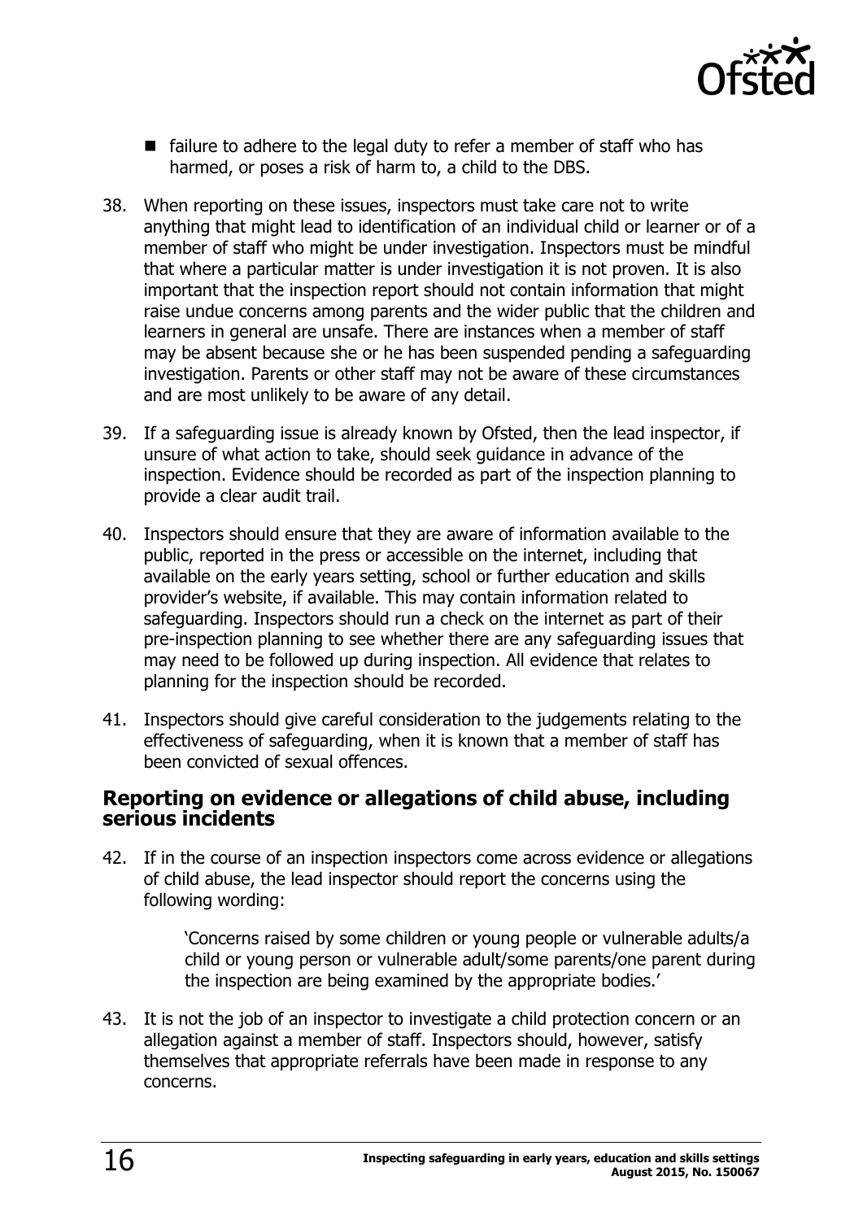- failure to adhere to the legal duty to refer a member of staff who has harmed, or poses a risk of harm to, a child to the DBS.

38. When reporting on these issues, inspectors must take care not to write anything that might lead to identification of an individual child or learner or of a member of staff who might be under investigation. Inspectors must be mindful that where a particular matter is under investigation it is not proven. It is also important that the inspection report should not contain information that might raise undue concerns among parents and the wider public that the children and learners in general are unsafe. There are instances when a member of staff may be absent because she or he has been suspended pending a safeguarding investigation. Parents or other staff may not be aware of these circumstances and are most unlikely to be aware of any detail.

39. If a safeguarding issue is already known by Ofsted, then the lead inspector, if unsure of what action to take, should seek guidance in advance of the inspection. Evidence should be recorded as part of the inspection planning to provide a clear audit trail.

40. Inspectors should ensure that they are aware of information available to the public, reported in the press or accessible on the internet, including that available on the early years setting, school or further education and skills provider's website, if available. This may contain information related to safeguarding. Inspectors should run a check on the internet as part of their pre-inspection planning to see whether there are any safeguarding issues that may need to be followed up during inspection. All evidence that relates to planning for the inspection should be recorded.

41. Inspectors should give careful consideration to the judgements relating to the effectiveness of safeguarding, when it is known that a member of staff has been convicted of sexual offences.

## Reporting on evidence or allegations of child abuse, including serious incidents

42. If in the course of an inspection inspectors come across evidence or allegations of child abuse, the lead inspector should report the concerns using the following wording:

> 'Concerns raised by some children or young people or vulnerable adults/a child or young person or vulnerable adult/some parents/one parent during the inspection are being examined by the appropriate bodies.'

43. It is not the job of an inspector to investigate a child protection concern or an allegation against a member of staff. Inspectors should, however, satisfy themselves that appropriate referrals have been made in response to any concerns.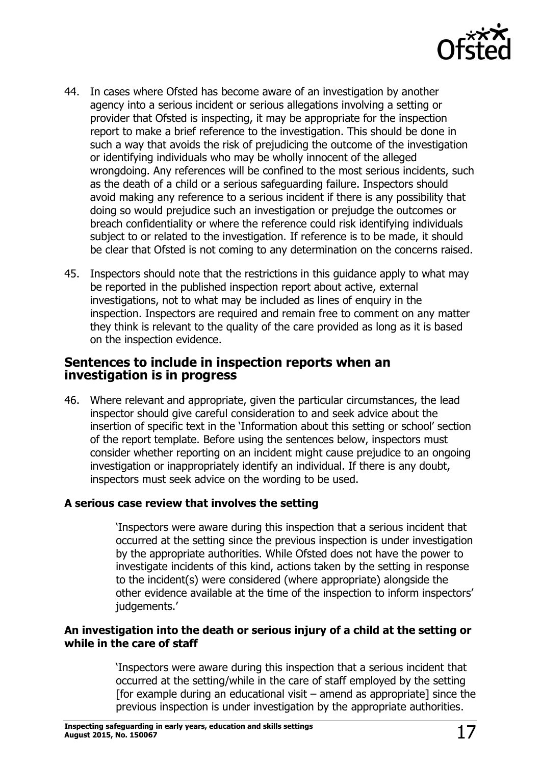44. In cases where Ofsted has become aware of an investigation by another agency into a serious incident or serious allegations involving a setting or provider that Ofsted is inspecting, it may be appropriate for the inspection report to make a brief reference to the investigation. This should be done in such a way that avoids the risk of prejudicing the outcome of the investigation or identifying individuals who may be wholly innocent of the alleged wrongdoing. Any references will be confined to the most serious incidents, such as the death of a child or a serious safeguarding failure. Inspectors should avoid making any reference to a serious incident if there is any possibility that doing so would prejudice such an investigation or prejudge the outcomes or breach confidentiality or where the reference could risk identifying individuals subject to or related to the investigation. If reference is to be made, it should be clear that Ofsted is not coming to any determination on the concerns raised.

45. Inspectors should note that the restrictions in this guidance apply to what may be reported in the published inspection report about active, external investigations, not to what may be included as lines of enquiry in the inspection. Inspectors are required and remain free to comment on any matter they think is relevant to the quality of the care provided as long as it is based on the inspection evidence.

## Sentences to include in inspection reports when an investigation is in progress

46. Where relevant and appropriate, given the particular circumstances, the lead inspector should give careful consideration to and seek advice about the insertion of specific text in the 'Information about this setting or school' section of the report template. Before using the sentences below, inspectors must consider whether reporting on an incident might cause prejudice to an ongoing investigation or inappropriately identify an individual. If there is any doubt, inspectors must seek advice on the wording to be used.

**A serious case review that involves the setting**

> 'Inspectors were aware during this inspection that a serious incident that occurred at the setting since the previous inspection is under investigation by the appropriate authorities. While Ofsted does not have the power to investigate incidents of this kind, actions taken by the setting in response to the incident(s) were considered (where appropriate) alongside the other evidence available at the time of the inspection to inform inspectors' judgements.'

**An investigation into the death or serious injury of a child at the setting or while in the care of staff**

> 'Inspectors were aware during this inspection that a serious incident that occurred at the setting/while in the care of staff employed by the setting [for example during an educational visit – amend as appropriate] since the previous inspection is under investigation by the appropriate authorities.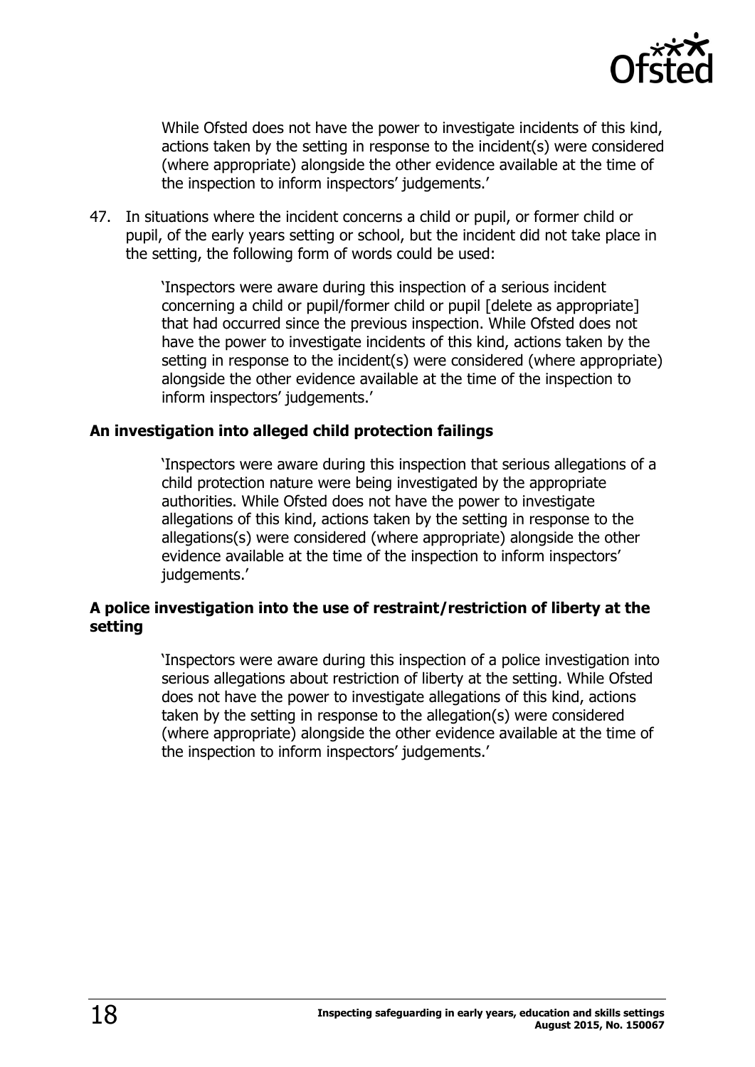While Ofsted does not have the power to investigate incidents of this kind, actions taken by the setting in response to the incident(s) were considered (where appropriate) alongside the other evidence available at the time of the inspection to inform inspectors' judgements.'

47. In situations where the incident concerns a child or pupil, or former child or pupil, of the early years setting or school, but the incident did not take place in the setting, the following form of words could be used:

> 'Inspectors were aware during this inspection of a serious incident concerning a child or pupil/former child or pupil [delete as appropriate] that had occurred since the previous inspection. While Ofsted does not have the power to investigate incidents of this kind, actions taken by the setting in response to the incident(s) were considered (where appropriate) alongside the other evidence available at the time of the inspection to inform inspectors' judgements.'

**An investigation into alleged child protection failings**

> 'Inspectors were aware during this inspection that serious allegations of a child protection nature were being investigated by the appropriate authorities. While Ofsted does not have the power to investigate allegations of this kind, actions taken by the setting in response to the allegations(s) were considered (where appropriate) alongside the other evidence available at the time of the inspection to inform inspectors' judgements.'

**A police investigation into the use of restraint/restriction of liberty at the setting**

> 'Inspectors were aware during this inspection of a police investigation into serious allegations about restriction of liberty at the setting. While Ofsted does not have the power to investigate allegations of this kind, actions taken by the setting in response to the allegation(s) were considered (where appropriate) alongside the other evidence available at the time of the inspection to inform inspectors' judgements.'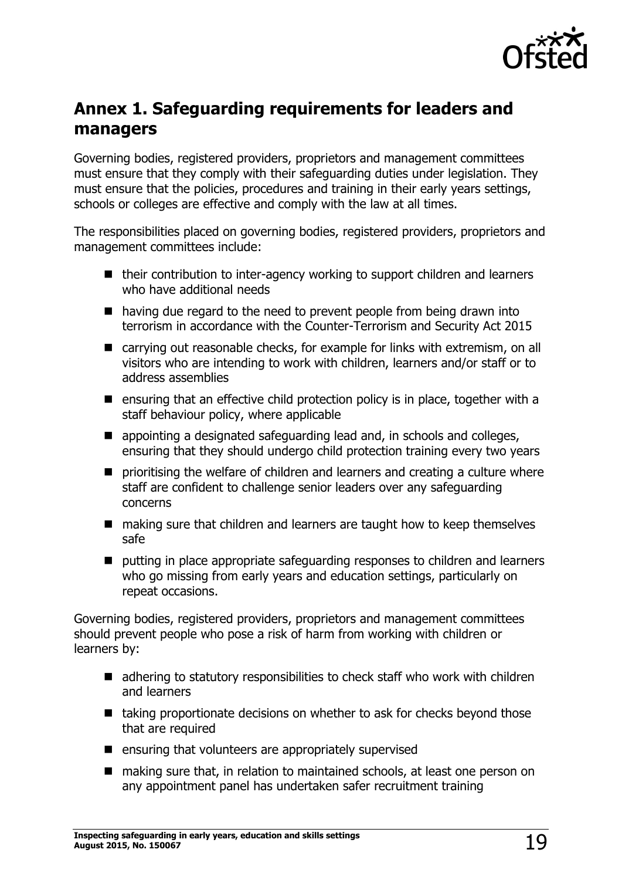## Annex 1. Safeguarding requirements for leaders and managers

Governing bodies, registered providers, proprietors and management committees must ensure that they comply with their safeguarding duties under legislation. They must ensure that the policies, procedures and training in their early years settings, schools or colleges are effective and comply with the law at all times.

The responsibilities placed on governing bodies, registered providers, proprietors and management committees include:

- their contribution to inter-agency working to support children and learners who have additional needs
- having due regard to the need to prevent people from being drawn into terrorism in accordance with the Counter-Terrorism and Security Act 2015
- carrying out reasonable checks, for example for links with extremism, on all visitors who are intending to work with children, learners and/or staff or to address assemblies
- ensuring that an effective child protection policy is in place, together with a staff behaviour policy, where applicable
- appointing a designated safeguarding lead and, in schools and colleges, ensuring that they should undergo child protection training every two years
- prioritising the welfare of children and learners and creating a culture where staff are confident to challenge senior leaders over any safeguarding concerns
- making sure that children and learners are taught how to keep themselves safe
- putting in place appropriate safeguarding responses to children and learners who go missing from early years and education settings, particularly on repeat occasions.

Governing bodies, registered providers, proprietors and management committees should prevent people who pose a risk of harm from working with children or learners by:

- adhering to statutory responsibilities to check staff who work with children and learners
- taking proportionate decisions on whether to ask for checks beyond those that are required
- ensuring that volunteers are appropriately supervised
- making sure that, in relation to maintained schools, at least one person on any appointment panel has undertaken safer recruitment training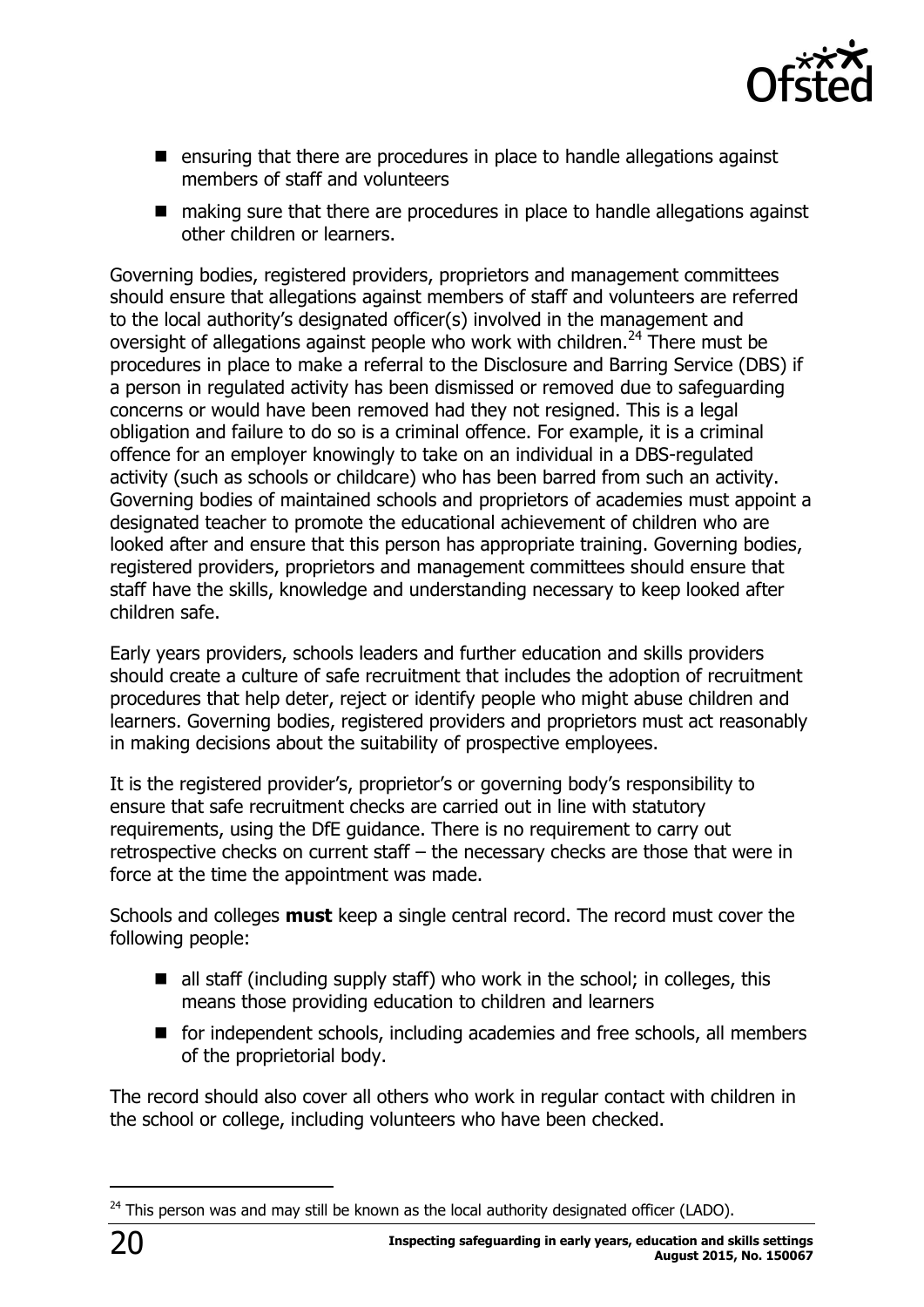- ensuring that there are procedures in place to handle allegations against members of staff and volunteers
- making sure that there are procedures in place to handle allegations against other children or learners.

Governing bodies, registered providers, proprietors and management committees should ensure that allegations against members of staff and volunteers are referred to the local authority's designated officer(s) involved in the management and oversight of allegations against people who work with children.[24] There must be procedures in place to make a referral to the Disclosure and Barring Service (DBS) if a person in regulated activity has been dismissed or removed due to safeguarding concerns or would have been removed had they not resigned. This is a legal obligation and failure to do so is a criminal offence. For example, it is a criminal offence for an employer knowingly to take on an individual in a DBS-regulated activity (such as schools or childcare) who has been barred from such an activity. Governing bodies of maintained schools and proprietors of academies must appoint a designated teacher to promote the educational achievement of children who are looked after and ensure that this person has appropriate training. Governing bodies, registered providers, proprietors and management committees should ensure that staff have the skills, knowledge and understanding necessary to keep looked after children safe.

Early years providers, schools leaders and further education and skills providers should create a culture of safe recruitment that includes the adoption of recruitment procedures that help deter, reject or identify people who might abuse children and learners. Governing bodies, registered providers and proprietors must act reasonably in making decisions about the suitability of prospective employees.

It is the registered provider's, proprietor's or governing body's responsibility to ensure that safe recruitment checks are carried out in line with statutory requirements, using the DfE guidance. There is no requirement to carry out retrospective checks on current staff – the necessary checks are those that were in force at the time the appointment was made.

Schools and colleges **must** keep a single central record. The record must cover the following people:

- all staff (including supply staff) who work in the school; in colleges, this means those providing education to children and learners
- for independent schools, including academies and free schools, all members of the proprietorial body.

The record should also cover all others who work in regular contact with children in the school or college, including volunteers who have been checked.

---

[24] This person was and may still be known as the local authority designated officer (LADO).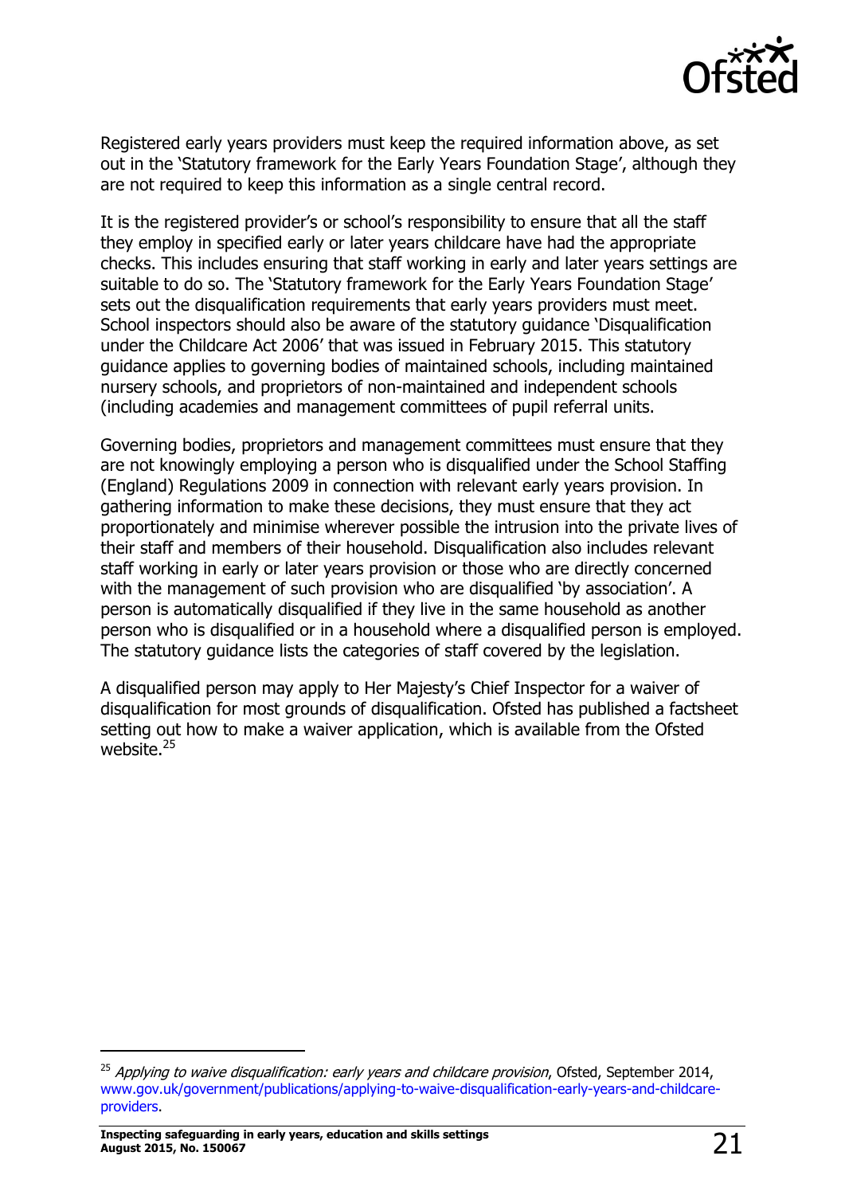Registered early years providers must keep the required information above, as set out in the 'Statutory framework for the Early Years Foundation Stage', although they are not required to keep this information as a single central record.

It is the registered provider's or school's responsibility to ensure that all the staff they employ in specified early or later years childcare have had the appropriate checks. This includes ensuring that staff working in early and later years settings are suitable to do so. The 'Statutory framework for the Early Years Foundation Stage' sets out the disqualification requirements that early years providers must meet. School inspectors should also be aware of the statutory guidance 'Disqualification under the Childcare Act 2006' that was issued in February 2015. This statutory guidance applies to governing bodies of maintained schools, including maintained nursery schools, and proprietors of non-maintained and independent schools (including academies and management committees of pupil referral units.

Governing bodies, proprietors and management committees must ensure that they are not knowingly employing a person who is disqualified under the School Staffing (England) Regulations 2009 in connection with relevant early years provision. In gathering information to make these decisions, they must ensure that they act proportionately and minimise wherever possible the intrusion into the private lives of their staff and members of their household. Disqualification also includes relevant staff working in early or later years provision or those who are directly concerned with the management of such provision who are disqualified 'by association'. A person is automatically disqualified if they live in the same household as another person who is disqualified or in a household where a disqualified person is employed. The statutory guidance lists the categories of staff covered by the legislation.

A disqualified person may apply to Her Majesty's Chief Inspector for a waiver of disqualification for most grounds of disqualification. Ofsted has published a factsheet setting out how to make a waiver application, which is available from the Ofsted website.[25]

---

[25] *Applying to waive disqualification: early years and childcare provision*, Ofsted, September 2014, www.gov.uk/government/publications/applying-to-waive-disqualification-early-years-and-childcare-providers.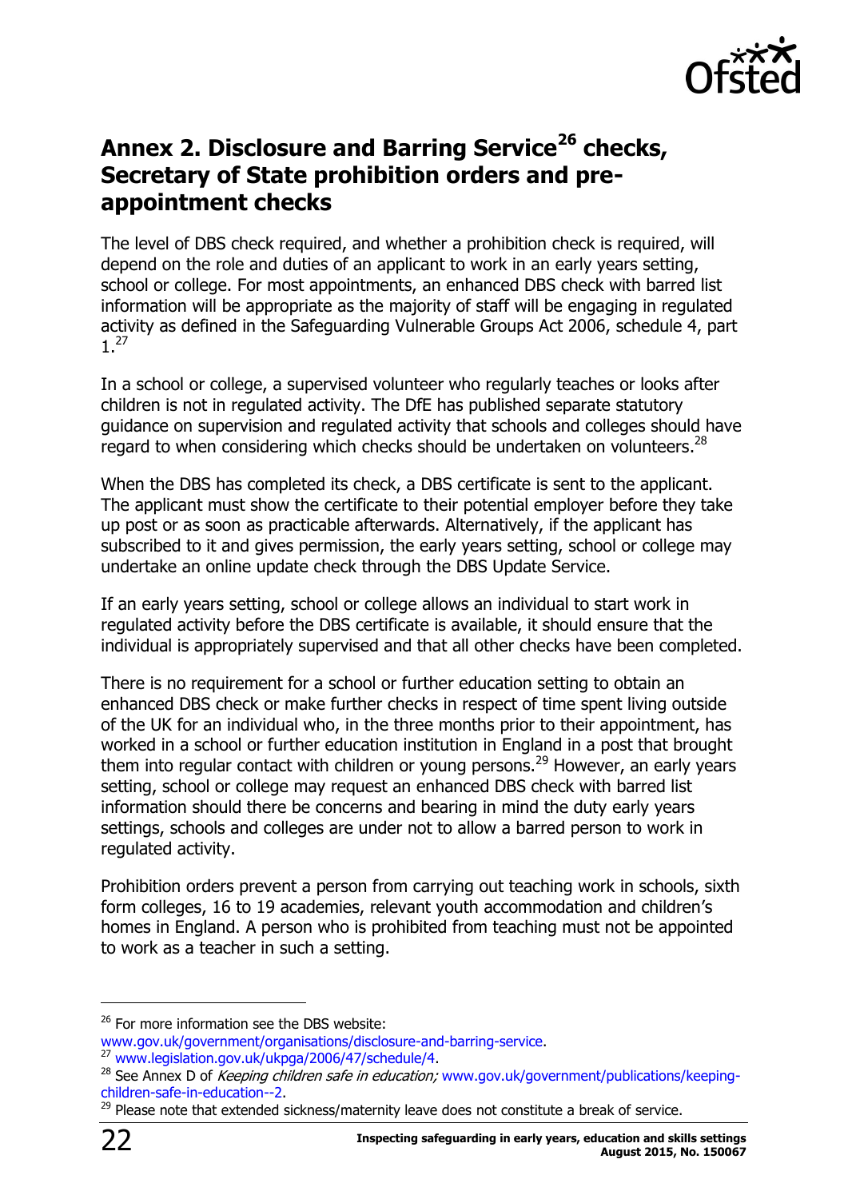## Annex 2. Disclosure and Barring Service[26] checks, Secretary of State prohibition orders and pre-appointment checks

The level of DBS check required, and whether a prohibition check is required, will depend on the role and duties of an applicant to work in an early years setting, school or college. For most appointments, an enhanced DBS check with barred list information will be appropriate as the majority of staff will be engaging in regulated activity as defined in the Safeguarding Vulnerable Groups Act 2006, schedule 4, part 1.[27]

In a school or college, a supervised volunteer who regularly teaches or looks after children is not in regulated activity. The DfE has published separate statutory guidance on supervision and regulated activity that schools and colleges should have regard to when considering which checks should be undertaken on volunteers.[28]

When the DBS has completed its check, a DBS certificate is sent to the applicant. The applicant must show the certificate to their potential employer before they take up post or as soon as practicable afterwards. Alternatively, if the applicant has subscribed to it and gives permission, the early years setting, school or college may undertake an online update check through the DBS Update Service.

If an early years setting, school or college allows an individual to start work in regulated activity before the DBS certificate is available, it should ensure that the individual is appropriately supervised and that all other checks have been completed.

There is no requirement for a school or further education setting to obtain an enhanced DBS check or make further checks in respect of time spent living outside of the UK for an individual who, in the three months prior to their appointment, has worked in a school or further education institution in England in a post that brought them into regular contact with children or young persons.[29] However, an early years setting, school or college may request an enhanced DBS check with barred list information should there be concerns and bearing in mind the duty early years settings, schools and colleges are under not to allow a barred person to work in regulated activity.

Prohibition orders prevent a person from carrying out teaching work in schools, sixth form colleges, 16 to 19 academies, relevant youth accommodation and children's homes in England. A person who is prohibited from teaching must not be appointed to work as a teacher in such a setting.

---

[26] For more information see the DBS website: www.gov.uk/government/organisations/disclosure-and-barring-service.

[27] www.legislation.gov.uk/ukpga/2006/47/schedule/4.

[28] See Annex D of *Keeping children safe in education;* www.gov.uk/government/publications/keeping-children-safe-in-education--2.

[29] Please note that extended sickness/maternity leave does not constitute a break of service.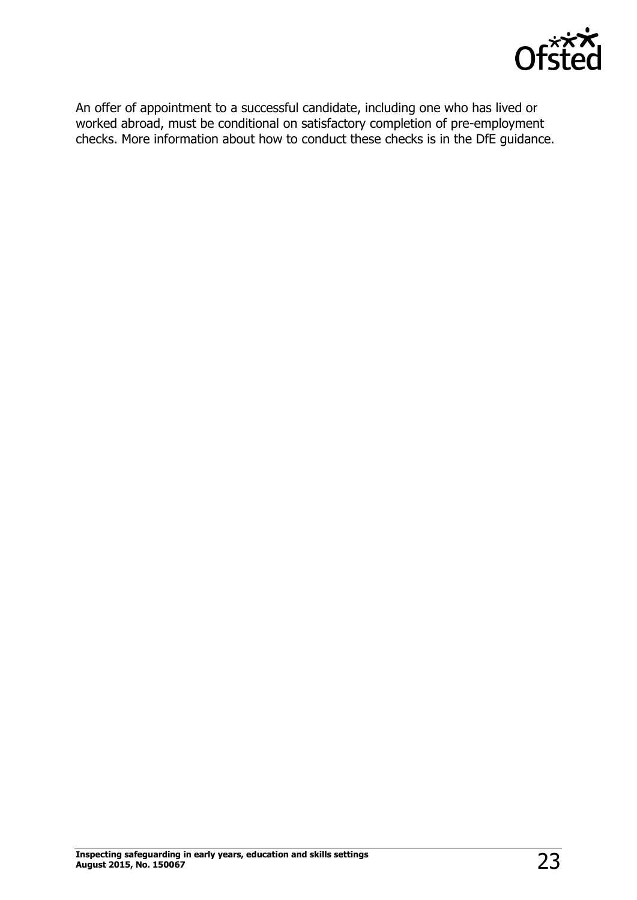An offer of appointment to a successful candidate, including one who has lived or worked abroad, must be conditional on satisfactory completion of pre-employment checks. More information about how to conduct these checks is in the DfE guidance.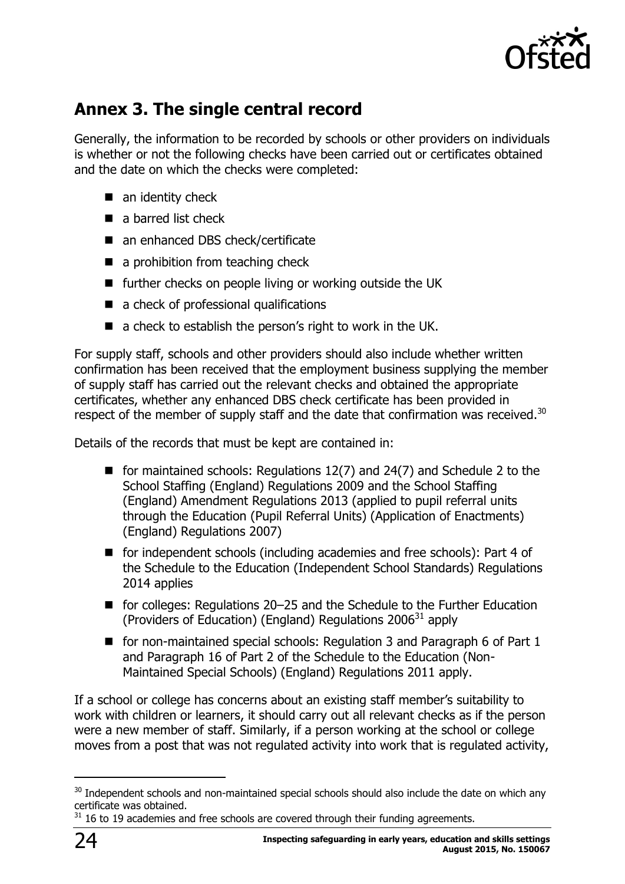## Annex 3. The single central record

Generally, the information to be recorded by schools or other providers on individuals is whether or not the following checks have been carried out or certificates obtained and the date on which the checks were completed:

- an identity check
- a barred list check
- an enhanced DBS check/certificate
- a prohibition from teaching check
- further checks on people living or working outside the UK
- a check of professional qualifications
- a check to establish the person's right to work in the UK.

For supply staff, schools and other providers should also include whether written confirmation has been received that the employment business supplying the member of supply staff has carried out the relevant checks and obtained the appropriate certificates, whether any enhanced DBS check certificate has been provided in respect of the member of supply staff and the date that confirmation was received.[30]

Details of the records that must be kept are contained in:

- for maintained schools: Regulations 12(7) and 24(7) and Schedule 2 to the School Staffing (England) Regulations 2009 and the School Staffing (England) Amendment Regulations 2013 (applied to pupil referral units through the Education (Pupil Referral Units) (Application of Enactments) (England) Regulations 2007)
- for independent schools (including academies and free schools): Part 4 of the Schedule to the Education (Independent School Standards) Regulations 2014 applies
- for colleges: Regulations 20–25 and the Schedule to the Further Education (Providers of Education) (England) Regulations 2006[31] apply
- for non-maintained special schools: Regulation 3 and Paragraph 6 of Part 1 and Paragraph 16 of Part 2 of the Schedule to the Education (Non-Maintained Special Schools) (England) Regulations 2011 apply.

If a school or college has concerns about an existing staff member's suitability to work with children or learners, it should carry out all relevant checks as if the person were a new member of staff. Similarly, if a person working at the school or college moves from a post that was not regulated activity into work that is regulated activity,

---

[30] Independent schools and non-maintained special schools should also include the date on which any certificate was obtained.

[31] 16 to 19 academies and free schools are covered through their funding agreements.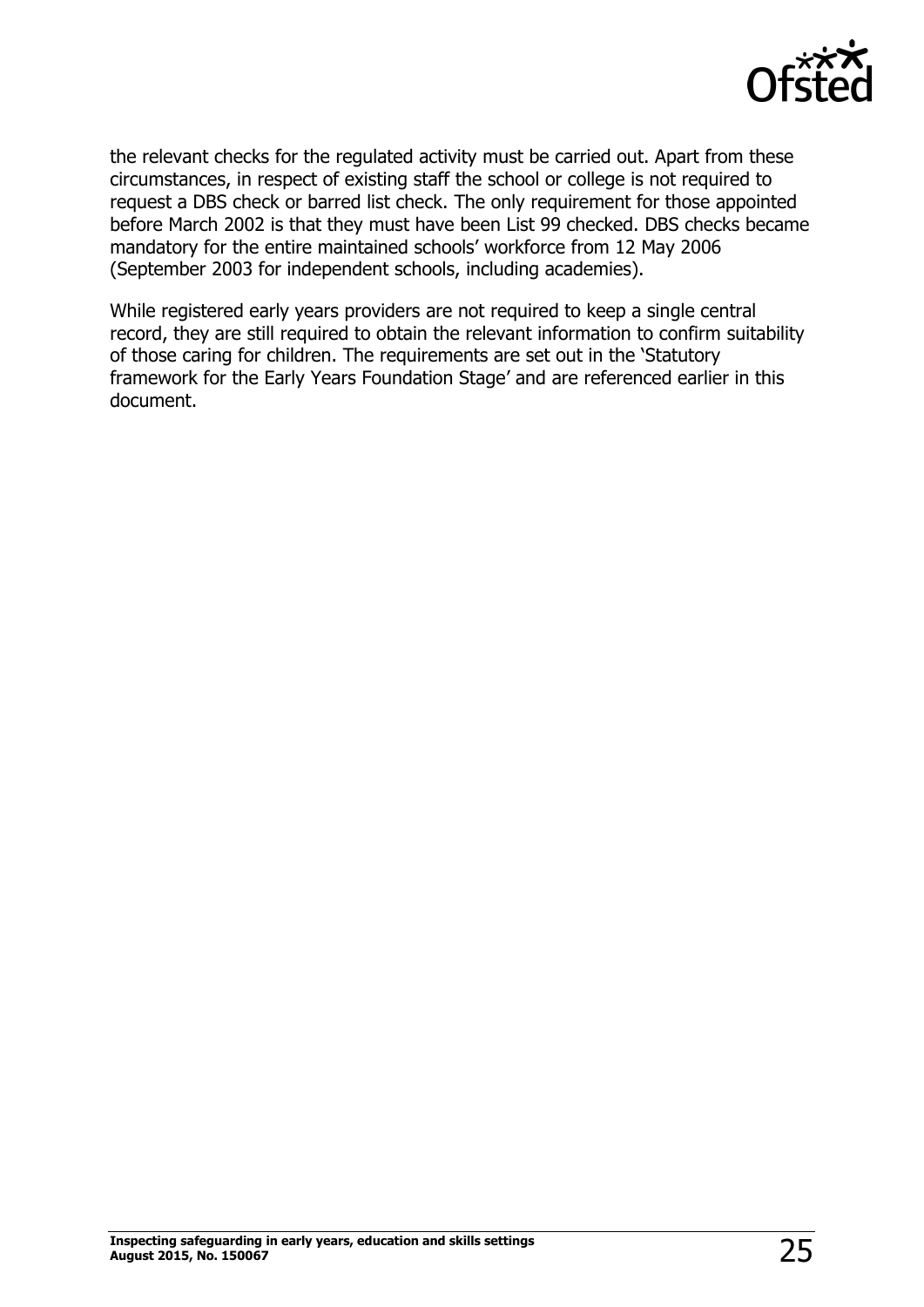the relevant checks for the regulated activity must be carried out. Apart from these circumstances, in respect of existing staff the school or college is not required to request a DBS check or barred list check. The only requirement for those appointed before March 2002 is that they must have been List 99 checked. DBS checks became mandatory for the entire maintained schools' workforce from 12 May 2006 (September 2003 for independent schools, including academies).

While registered early years providers are not required to keep a single central record, they are still required to obtain the relevant information to confirm suitability of those caring for children. The requirements are set out in the 'Statutory framework for the Early Years Foundation Stage' and are referenced earlier in this document.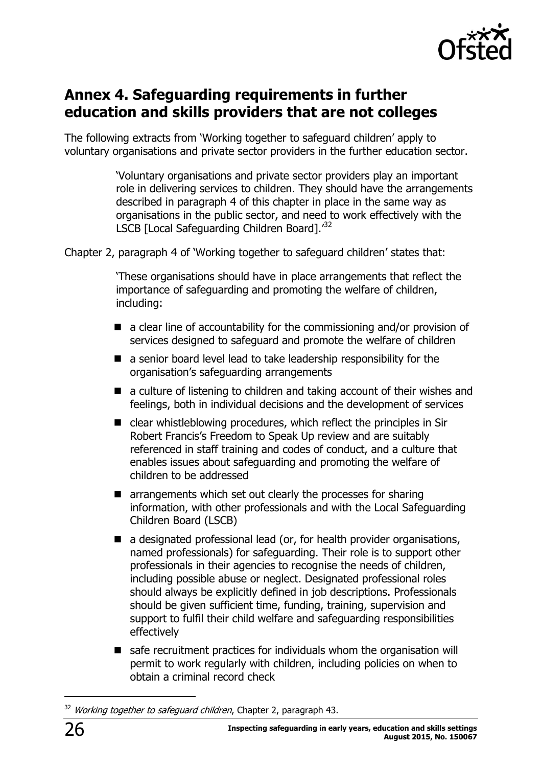## Annex 4. Safeguarding requirements in further education and skills providers that are not colleges

The following extracts from 'Working together to safeguard children' apply to voluntary organisations and private sector providers in the further education sector.

> 'Voluntary organisations and private sector providers play an important role in delivering services to children. They should have the arrangements described in paragraph 4 of this chapter in place in the same way as organisations in the public sector, and need to work effectively with the LSCB [Local Safeguarding Children Board].'[32]

Chapter 2, paragraph 4 of 'Working together to safeguard children' states that:

> 'These organisations should have in place arrangements that reflect the importance of safeguarding and promoting the welfare of children, including:
>
> - a clear line of accountability for the commissioning and/or provision of services designed to safeguard and promote the welfare of children
> - a senior board level lead to take leadership responsibility for the organisation's safeguarding arrangements
> - a culture of listening to children and taking account of their wishes and feelings, both in individual decisions and the development of services
> - clear whistleblowing procedures, which reflect the principles in Sir Robert Francis's Freedom to Speak Up review and are suitably referenced in staff training and codes of conduct, and a culture that enables issues about safeguarding and promoting the welfare of children to be addressed
> - arrangements which set out clearly the processes for sharing information, with other professionals and with the Local Safeguarding Children Board (LSCB)
> - a designated professional lead (or, for health provider organisations, named professionals) for safeguarding. Their role is to support other professionals in their agencies to recognise the needs of children, including possible abuse or neglect. Designated professional roles should always be explicitly defined in job descriptions. Professionals should be given sufficient time, funding, training, supervision and support to fulfil their child welfare and safeguarding responsibilities effectively
> - safe recruitment practices for individuals whom the organisation will permit to work regularly with children, including policies on when to obtain a criminal record check

[32] *Working together to safeguard children*, Chapter 2, paragraph 43.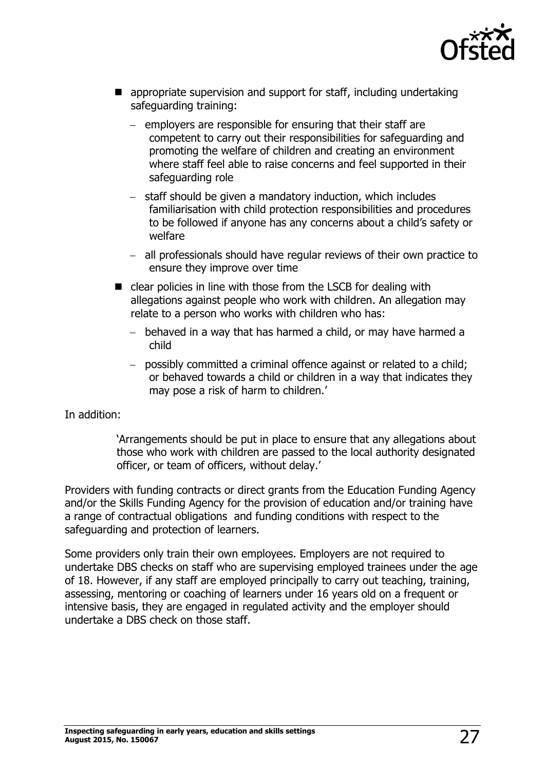- appropriate supervision and support for staff, including undertaking safeguarding training:
  - employers are responsible for ensuring that their staff are competent to carry out their responsibilities for safeguarding and promoting the welfare of children and creating an environment where staff feel able to raise concerns and feel supported in their safeguarding role
  - staff should be given a mandatory induction, which includes familiarisation with child protection responsibilities and procedures to be followed if anyone has any concerns about a child's safety or welfare
  - all professionals should have regular reviews of their own practice to ensure they improve over time
- clear policies in line with those from the LSCB for dealing with allegations against people who work with children. An allegation may relate to a person who works with children who has:
  - behaved in a way that has harmed a child, or may have harmed a child
  - possibly committed a criminal offence against or related to a child; or behaved towards a child or children in a way that indicates they may pose a risk of harm to children.'

In addition:

> 'Arrangements should be put in place to ensure that any allegations about those who work with children are passed to the local authority designated officer, or team of officers, without delay.'

Providers with funding contracts or direct grants from the Education Funding Agency and/or the Skills Funding Agency for the provision of education and/or training have a range of contractual obligations and funding conditions with respect to the safeguarding and protection of learners.

Some providers only train their own employees. Employers are not required to undertake DBS checks on staff who are supervising employed trainees under the age of 18. However, if any staff are employed principally to carry out teaching, training, assessing, mentoring or coaching of learners under 16 years old on a frequent or intensive basis, they are engaged in regulated activity and the employer should undertake a DBS check on those staff.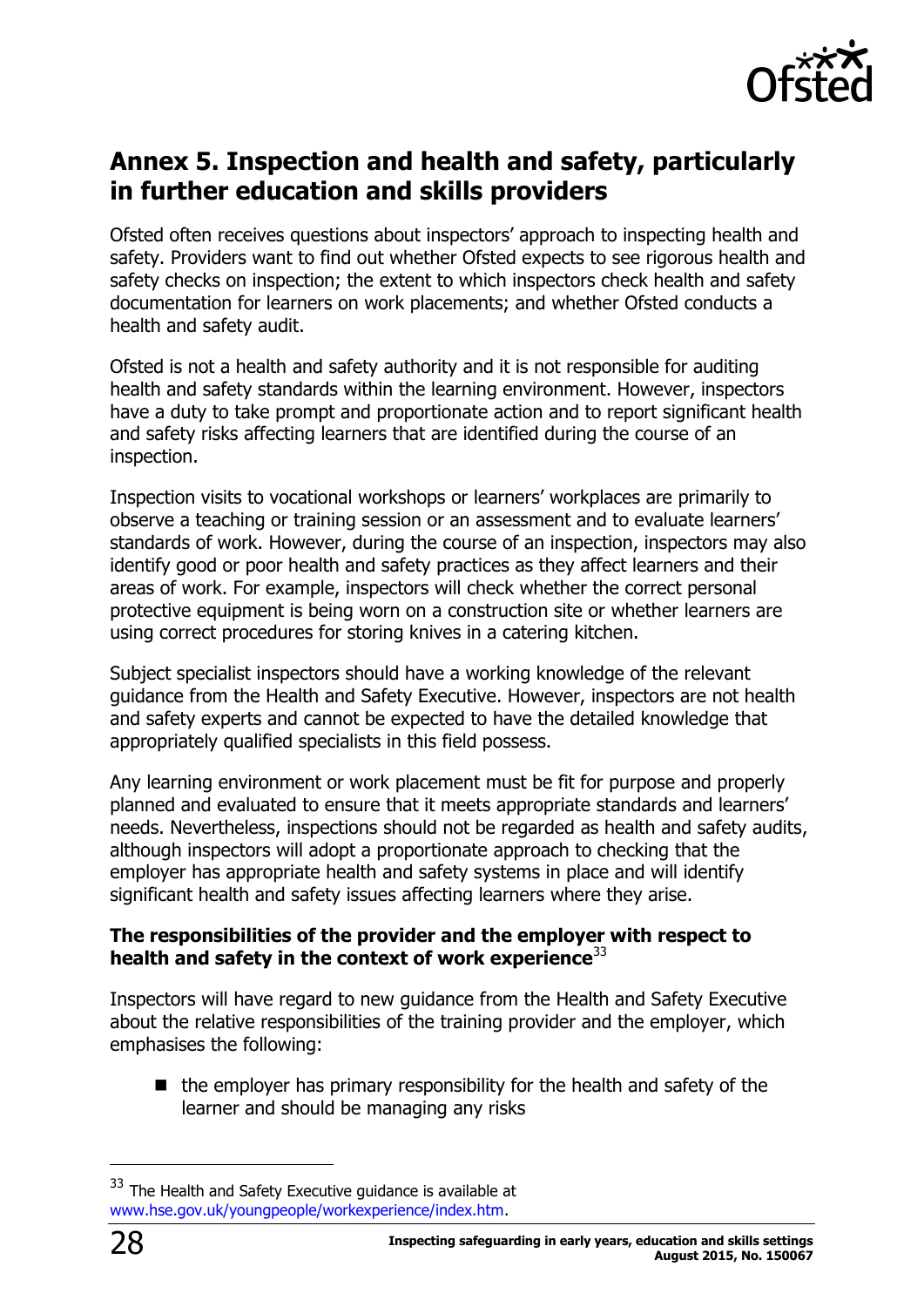## Annex 5. Inspection and health and safety, particularly in further education and skills providers

Ofsted often receives questions about inspectors' approach to inspecting health and safety. Providers want to find out whether Ofsted expects to see rigorous health and safety checks on inspection; the extent to which inspectors check health and safety documentation for learners on work placements; and whether Ofsted conducts a health and safety audit.

Ofsted is not a health and safety authority and it is not responsible for auditing health and safety standards within the learning environment. However, inspectors have a duty to take prompt and proportionate action and to report significant health and safety risks affecting learners that are identified during the course of an inspection.

Inspection visits to vocational workshops or learners' workplaces are primarily to observe a teaching or training session or an assessment and to evaluate learners' standards of work. However, during the course of an inspection, inspectors may also identify good or poor health and safety practices as they affect learners and their areas of work. For example, inspectors will check whether the correct personal protective equipment is being worn on a construction site or whether learners are using correct procedures for storing knives in a catering kitchen.

Subject specialist inspectors should have a working knowledge of the relevant guidance from the Health and Safety Executive. However, inspectors are not health and safety experts and cannot be expected to have the detailed knowledge that appropriately qualified specialists in this field possess.

Any learning environment or work placement must be fit for purpose and properly planned and evaluated to ensure that it meets appropriate standards and learners' needs. Nevertheless, inspections should not be regarded as health and safety audits, although inspectors will adopt a proportionate approach to checking that the employer has appropriate health and safety systems in place and will identify significant health and safety issues affecting learners where they arise.

### The responsibilities of the provider and the employer with respect to health and safety in the context of work experience[33]

Inspectors will have regard to new guidance from the Health and Safety Executive about the relative responsibilities of the training provider and the employer, which emphasises the following:

- the employer has primary responsibility for the health and safety of the learner and should be managing any risks

[33] The Health and Safety Executive guidance is available at www.hse.gov.uk/youngpeople/workexperience/index.htm.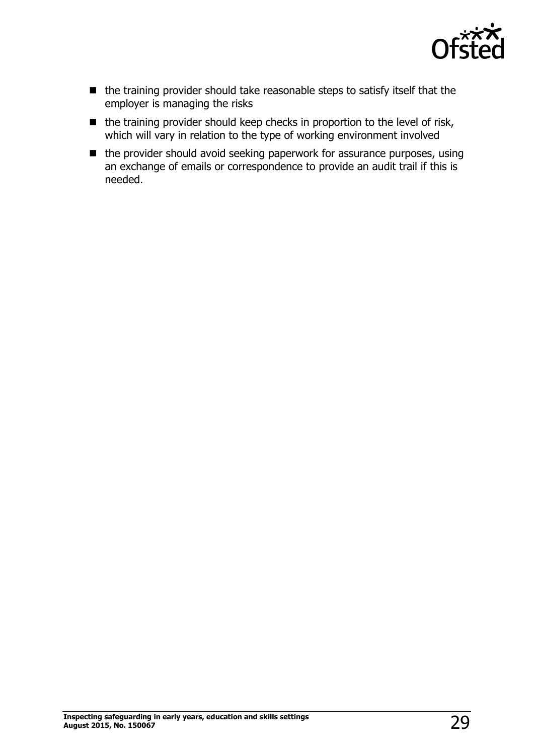- the training provider should take reasonable steps to satisfy itself that the employer is managing the risks
- the training provider should keep checks in proportion to the level of risk, which will vary in relation to the type of working environment involved
- the provider should avoid seeking paperwork for assurance purposes, using an exchange of emails or correspondence to provide an audit trail if this is needed.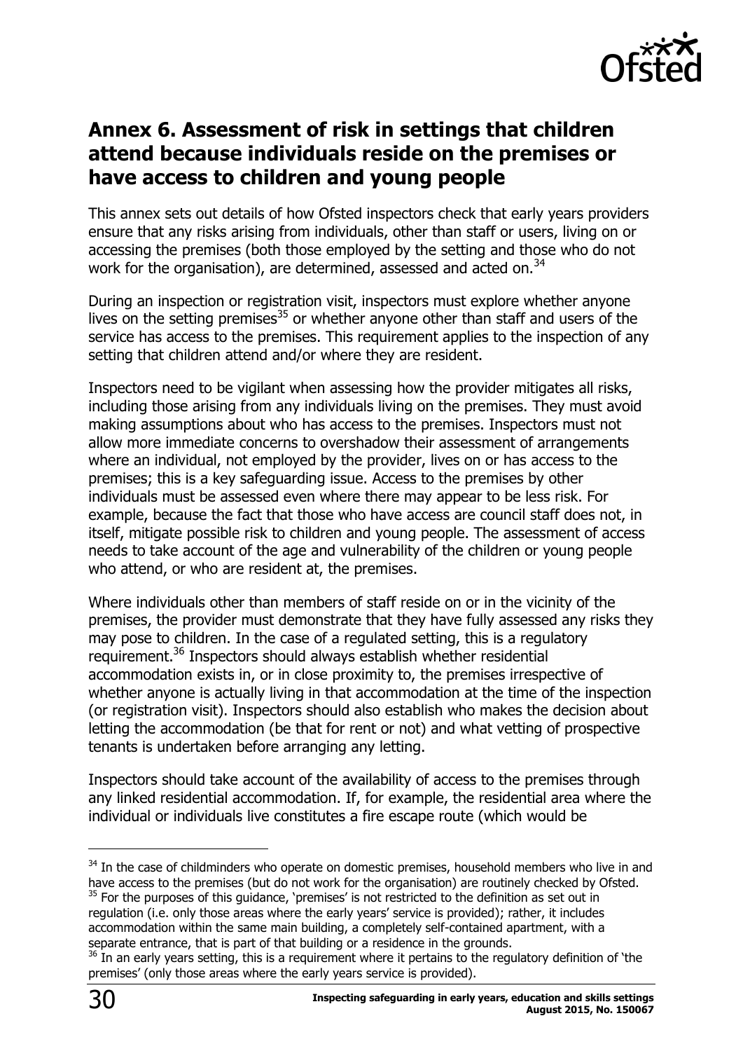## Annex 6. Assessment of risk in settings that children attend because individuals reside on the premises or have access to children and young people

This annex sets out details of how Ofsted inspectors check that early years providers ensure that any risks arising from individuals, other than staff or users, living on or accessing the premises (both those employed by the setting and those who do not work for the organisation), are determined, assessed and acted on.[34]

During an inspection or registration visit, inspectors must explore whether anyone lives on the setting premises[35] or whether anyone other than staff and users of the service has access to the premises. This requirement applies to the inspection of any setting that children attend and/or where they are resident.

Inspectors need to be vigilant when assessing how the provider mitigates all risks, including those arising from any individuals living on the premises. They must avoid making assumptions about who has access to the premises. Inspectors must not allow more immediate concerns to overshadow their assessment of arrangements where an individual, not employed by the provider, lives on or has access to the premises; this is a key safeguarding issue. Access to the premises by other individuals must be assessed even where there may appear to be less risk. For example, because the fact that those who have access are council staff does not, in itself, mitigate possible risk to children and young people. The assessment of access needs to take account of the age and vulnerability of the children or young people who attend, or who are resident at, the premises.

Where individuals other than members of staff reside on or in the vicinity of the premises, the provider must demonstrate that they have fully assessed any risks they may pose to children. In the case of a regulated setting, this is a regulatory requirement.[36] Inspectors should always establish whether residential accommodation exists in, or in close proximity to, the premises irrespective of whether anyone is actually living in that accommodation at the time of the inspection (or registration visit). Inspectors should also establish who makes the decision about letting the accommodation (be that for rent or not) and what vetting of prospective tenants is undertaken before arranging any letting.

Inspectors should take account of the availability of access to the premises through any linked residential accommodation. If, for example, the residential area where the individual or individuals live constitutes a fire escape route (which would be

---

[34] In the case of childminders who operate on domestic premises, household members who live in and have access to the premises (but do not work for the organisation) are routinely checked by Ofsted.

[35] For the purposes of this guidance, 'premises' is not restricted to the definition as set out in regulation (i.e. only those areas where the early years' service is provided); rather, it includes accommodation within the same main building, a completely self-contained apartment, with a separate entrance, that is part of that building or a residence in the grounds.

[36] In an early years setting, this is a requirement where it pertains to the regulatory definition of 'the premises' (only those areas where the early years service is provided).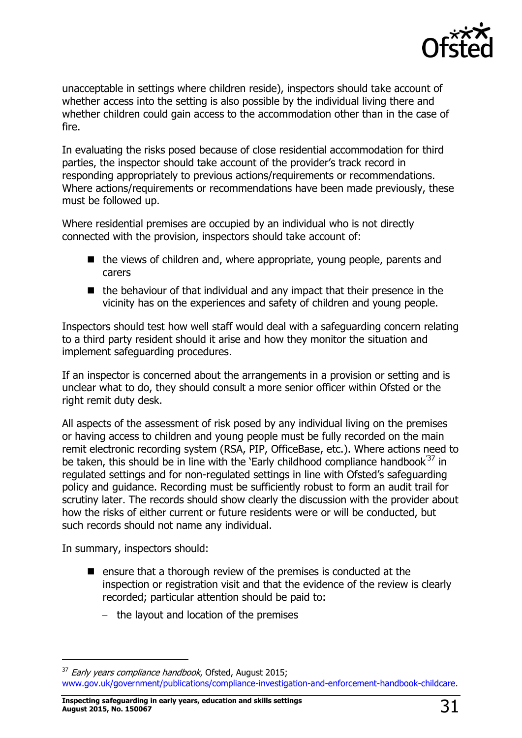unacceptable in settings where children reside), inspectors should take account of whether access into the setting is also possible by the individual living there and whether children could gain access to the accommodation other than in the case of fire.

In evaluating the risks posed because of close residential accommodation for third parties, the inspector should take account of the provider's track record in responding appropriately to previous actions/requirements or recommendations. Where actions/requirements or recommendations have been made previously, these must be followed up.

Where residential premises are occupied by an individual who is not directly connected with the provision, inspectors should take account of:

- the views of children and, where appropriate, young people, parents and carers
- the behaviour of that individual and any impact that their presence in the vicinity has on the experiences and safety of children and young people.

Inspectors should test how well staff would deal with a safeguarding concern relating to a third party resident should it arise and how they monitor the situation and implement safeguarding procedures.

If an inspector is concerned about the arrangements in a provision or setting and is unclear what to do, they should consult a more senior officer within Ofsted or the right remit duty desk.

All aspects of the assessment of risk posed by any individual living on the premises or having access to children and young people must be fully recorded on the main remit electronic recording system (RSA, PIP, OfficeBase, etc.). Where actions need to be taken, this should be in line with the 'Early childhood compliance handbook'[37] in regulated settings and for non-regulated settings in line with Ofsted's safeguarding policy and guidance. Recording must be sufficiently robust to form an audit trail for scrutiny later. The records should show clearly the discussion with the provider about how the risks of either current or future residents were or will be conducted, but such records should not name any individual.

In summary, inspectors should:

- ensure that a thorough review of the premises is conducted at the inspection or registration visit and that the evidence of the review is clearly recorded; particular attention should be paid to:
  - the layout and location of the premises

[37] *Early years compliance handbook*, Ofsted, August 2015; www.gov.uk/government/publications/compliance-investigation-and-enforcement-handbook-childcare.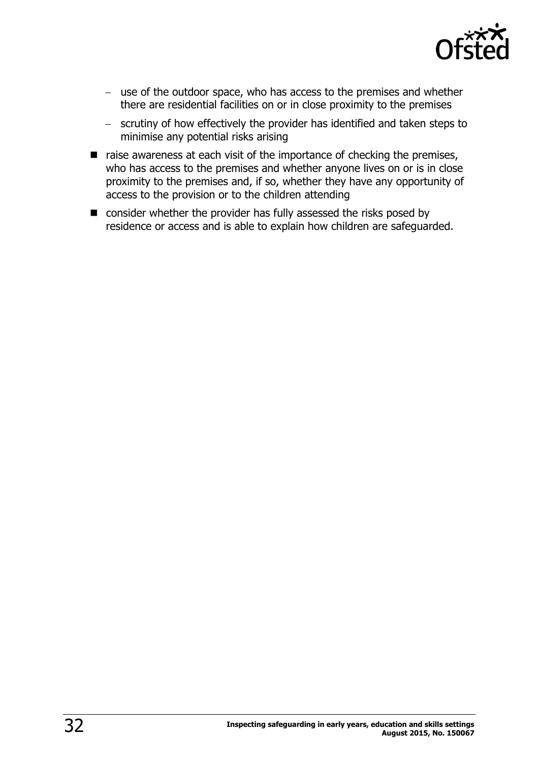- use of the outdoor space, who has access to the premises and whether there are residential facilities on or in close proximity to the premises
  - scrutiny of how effectively the provider has identified and taken steps to minimise any potential risks arising
- raise awareness at each visit of the importance of checking the premises, who has access to the premises and whether anyone lives on or is in close proximity to the premises and, if so, whether they have any opportunity of access to the provision or to the children attending
- consider whether the provider has fully assessed the risks posed by residence or access and is able to explain how children are safeguarded.